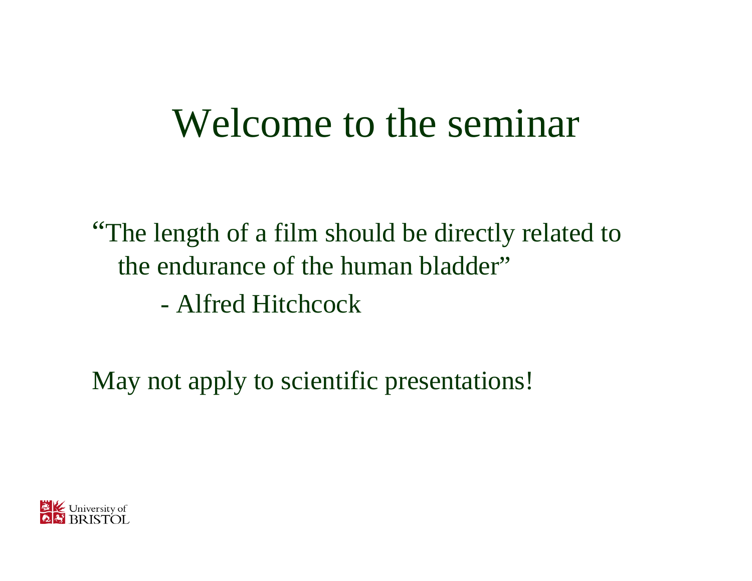# Welcome to the seminar

"The length of a film should be directly related to the endurance of the human bladder"

- Alfred Hitchcock

May not apply to scientific presentations!

University of BRISTOL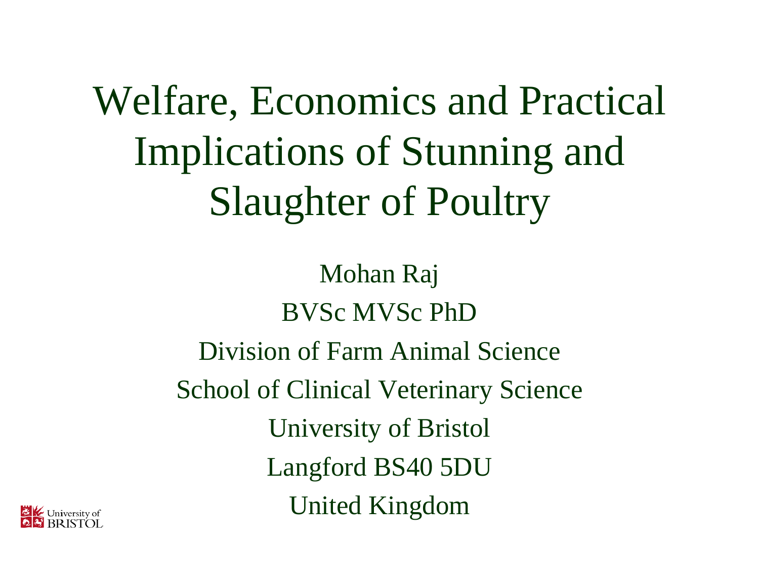# Welfare, Economics and Practical Implications of Stunning and Slaughter of Poultry

Mohan Raj

BVSc MVSc PhD

Division of Farm Animal Science

School of Clinical Veterinary Science

University of Bristol

Langford BS40 5DU

United Kingdom

University of BRISTOL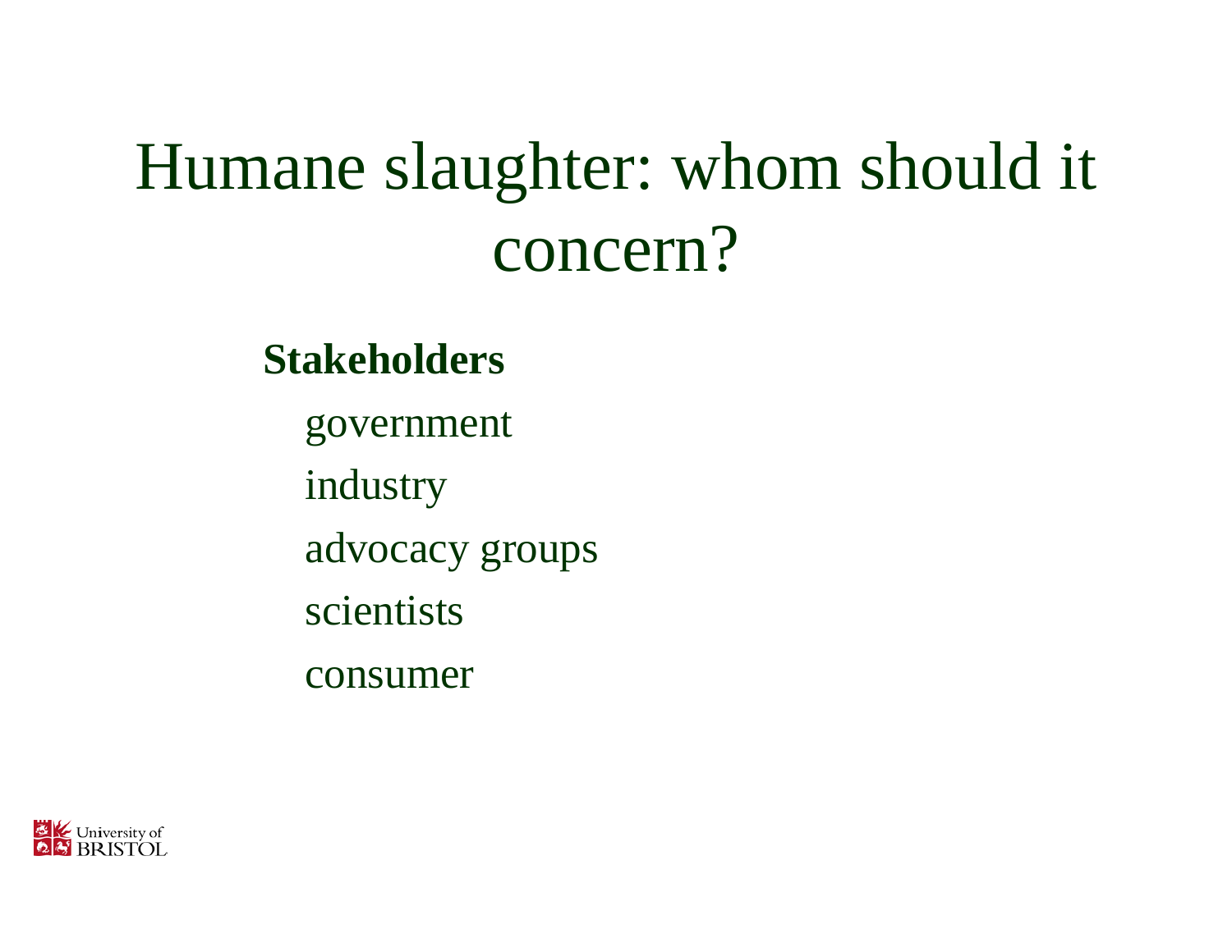# Humane slaughter: whom should it concern?

**Stakeholders**

- government
- industry
- advocacy groups
- scientists
- consumer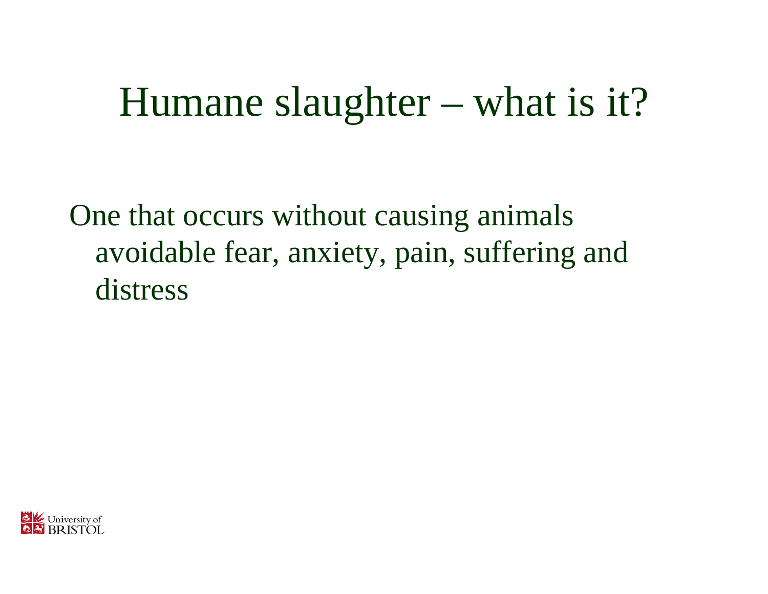# Humane slaughter – what is it?

One that occurs without causing animals avoidable fear, anxiety, pain, suffering and distress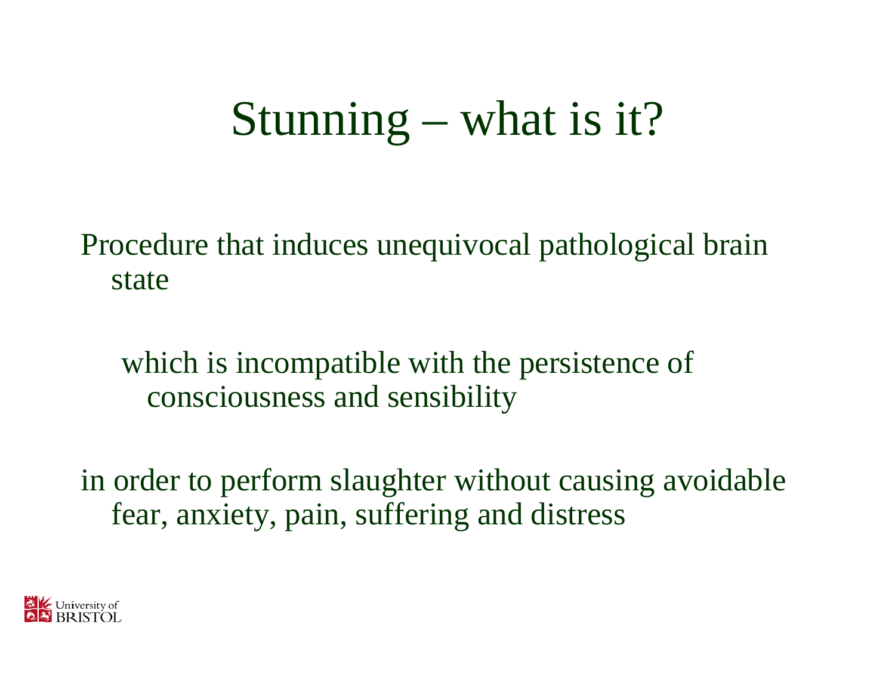# Stunning – what is it?

Procedure that induces unequivocal pathological brain state

which is incompatible with the persistence of consciousness and sensibility

in order to perform slaughter without causing avoidable fear, anxiety, pain, suffering and distress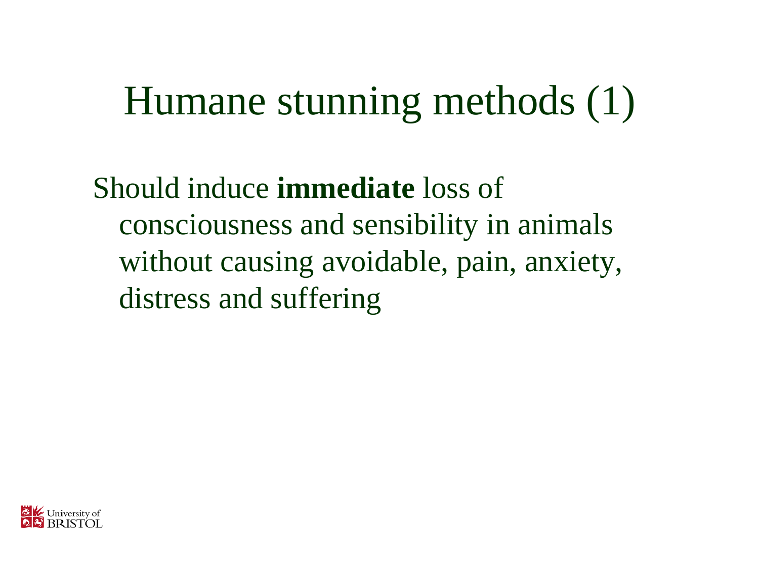# Humane stunning methods (1)

Should induce **immediate** loss of consciousness and sensibility in animals without causing avoidable, pain, anxiety, distress and suffering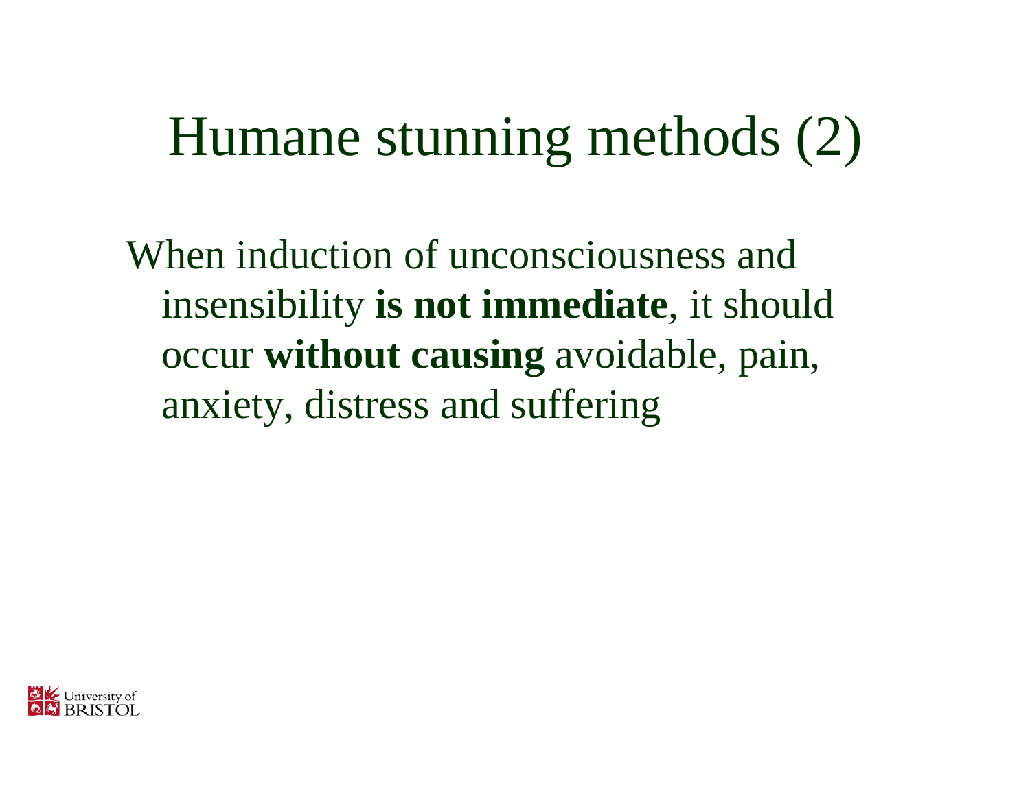# Humane stunning methods (2)

When induction of unconsciousness and insensibility **is not immediate**, it should occur **without causing** avoidable, pain, anxiety, distress and suffering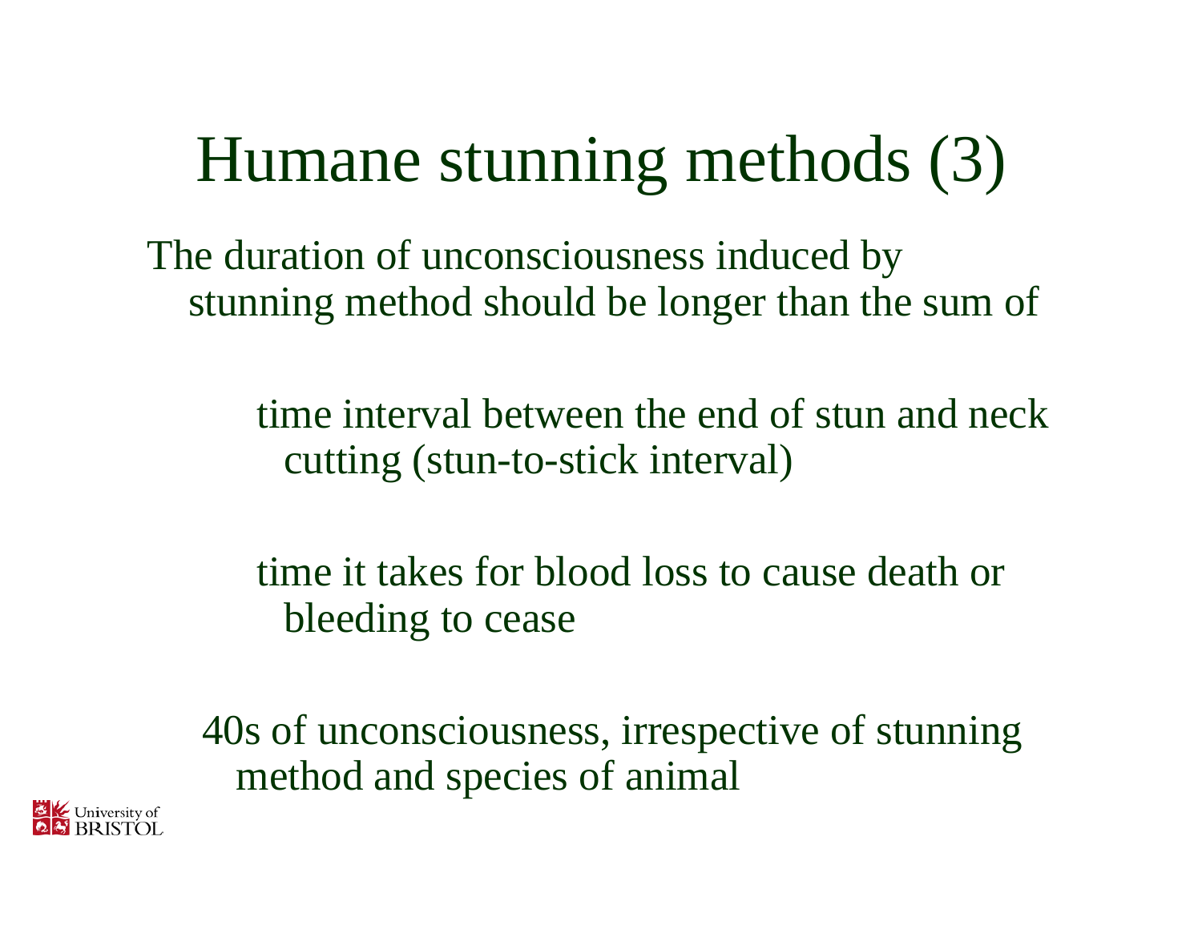# Humane stunning methods (3)

The duration of unconsciousness induced by stunning method should be longer than the sum of

- time interval between the end of stun and neck cutting (stun-to-stick interval)
- time it takes for blood loss to cause death or bleeding to cease

40s of unconsciousness, irrespective of stunning method and species of animal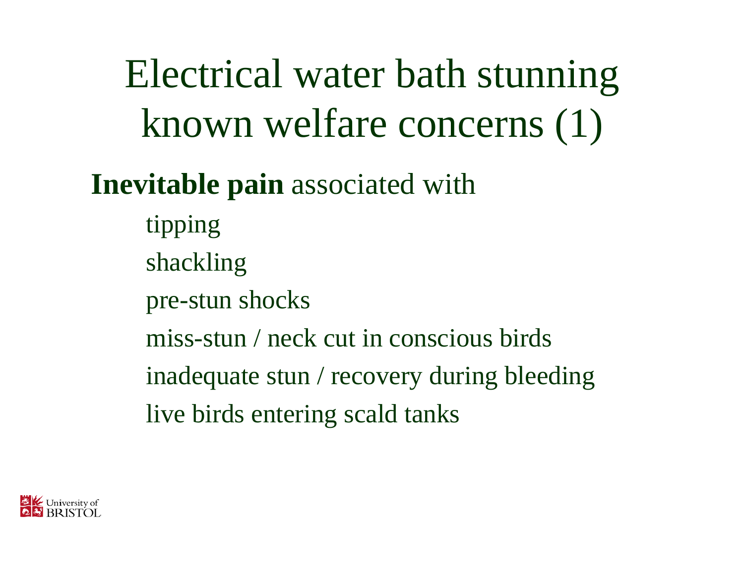# Electrical water bath stunning known welfare concerns (1)

**Inevitable pain** associated with

- tipping
- shackling
- pre-stun shocks
- miss-stun / neck cut in conscious birds
- inadequate stun / recovery during bleeding
- live birds entering scald tanks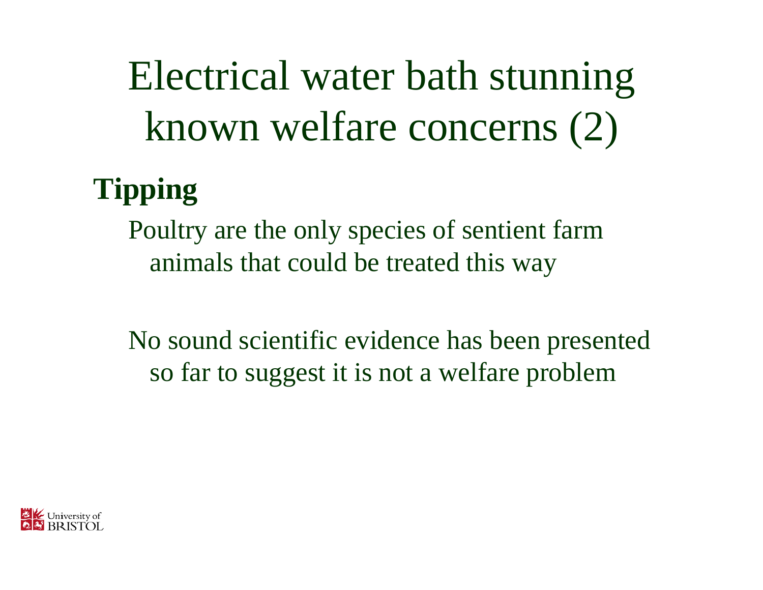# Electrical water bath stunning known welfare concerns (2)

## Tipping

Poultry are the only species of sentient farm animals that could be treated this way

No sound scientific evidence has been presented so far to suggest it is not a welfare problem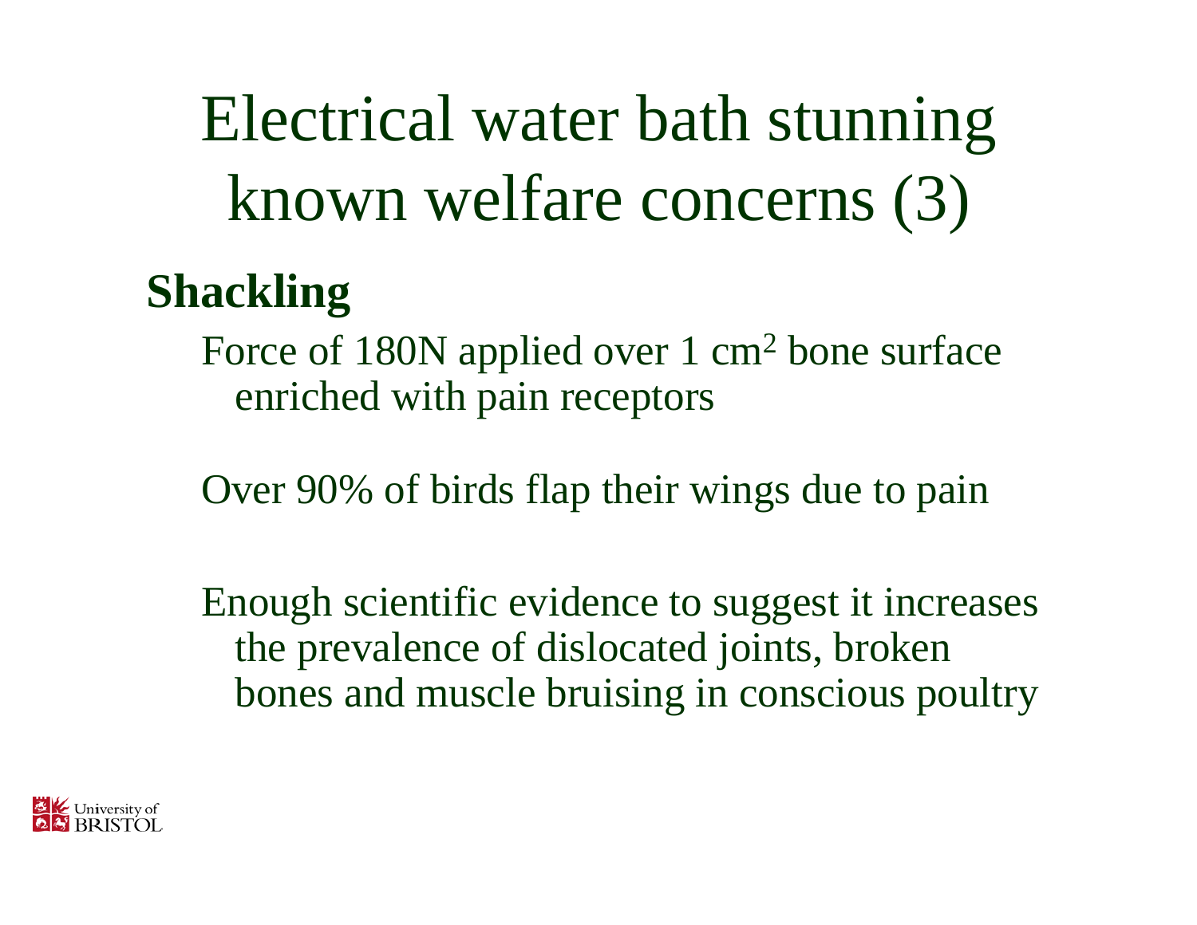# Electrical water bath stunning known welfare concerns (3)

## Shackling

Force of 180N applied over 1 $cm^2$ bone surface enriched with pain receptors

Over 90% of birds flap their wings due to pain

Enough scientific evidence to suggest it increases the prevalence of dislocated joints, broken bones and muscle bruising in conscious poultry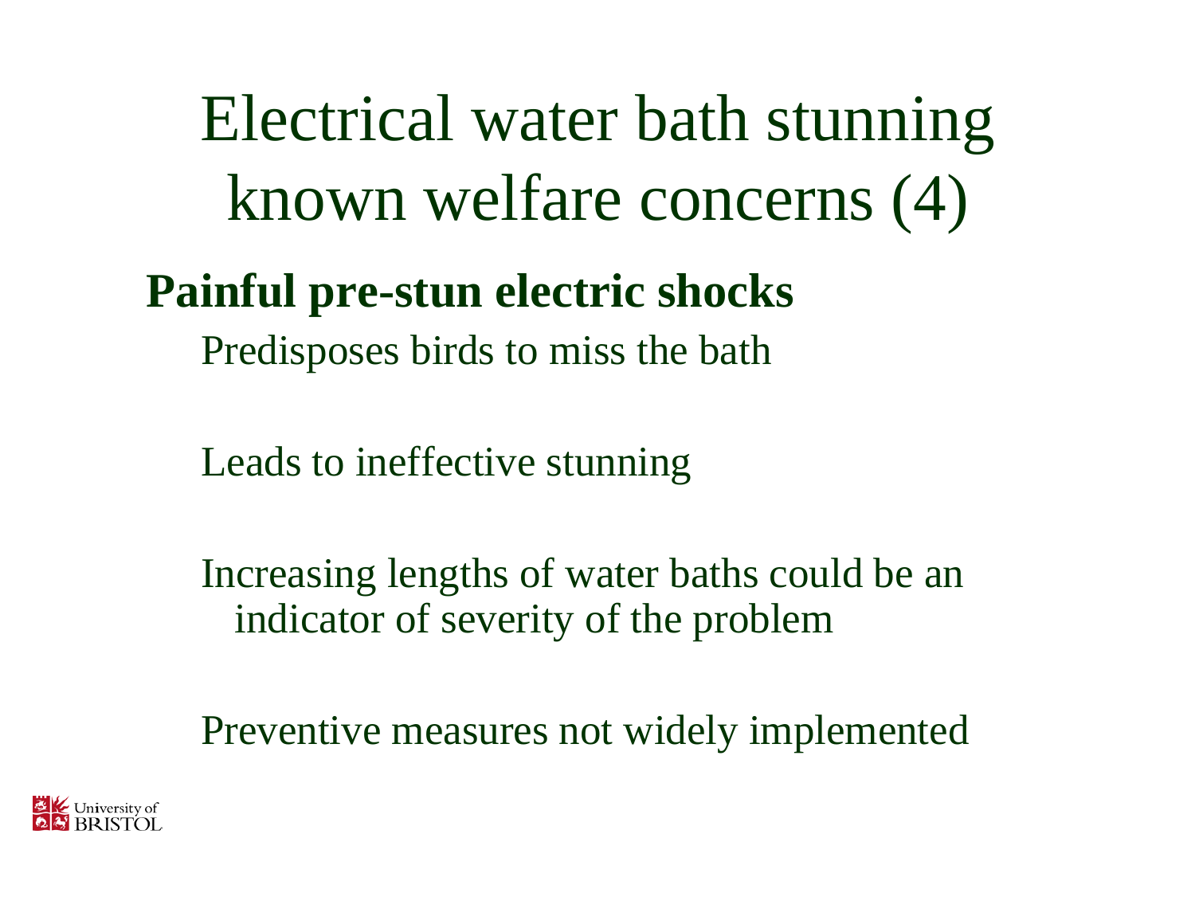# Electrical water bath stunning known welfare concerns (4)

**Painful pre-stun electric shocks**

Predisposes birds to miss the bath

Leads to ineffective stunning

Increasing lengths of water baths could be an indicator of severity of the problem

Preventive measures not widely implemented

University of BRISTOL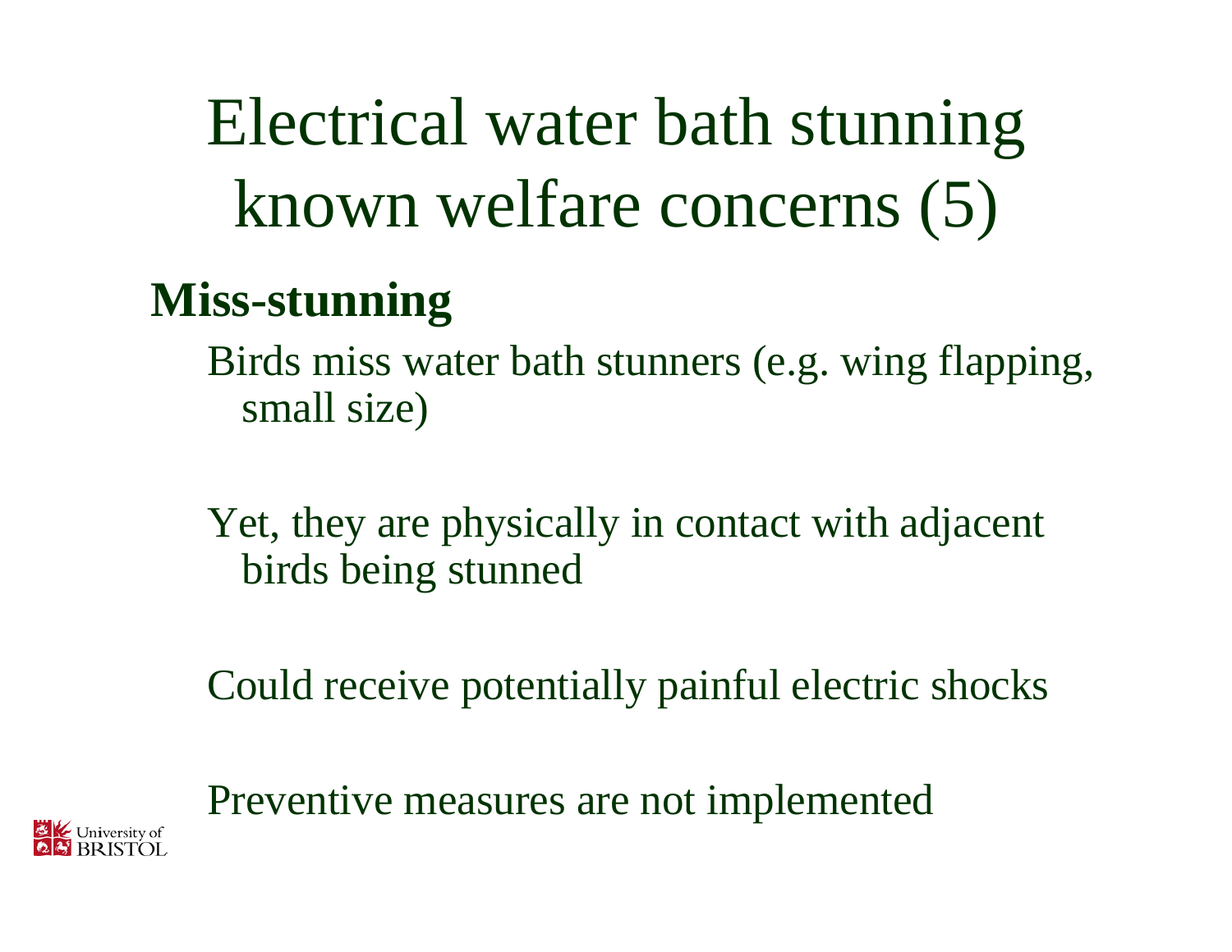# Electrical water bath stunning known welfare concerns (5)

**Miss-stunning**

Birds miss water bath stunners (e.g. wing flapping, small size)

Yet, they are physically in contact with adjacent birds being stunned

Could receive potentially painful electric shocks

Preventive measures are not implemented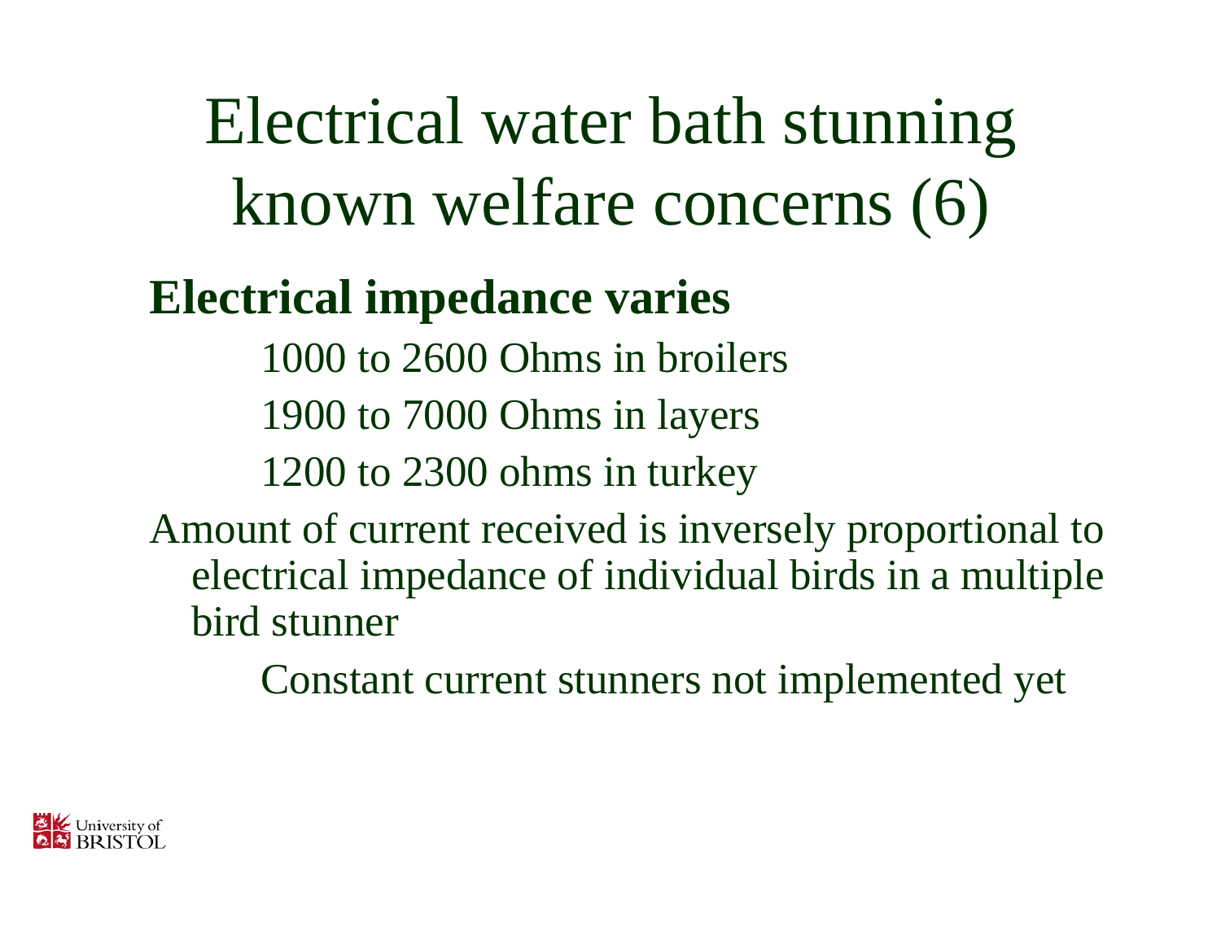# Electrical water bath stunning known welfare concerns (6)

**Electrical impedance varies**

- 1000 to 2600 Ohms in broilers
- 1900 to 7000 Ohms in layers
- 1200 to 2300 ohms in turkey

Amount of current received is inversely proportional to electrical impedance of individual birds in a multiple bird stunner

- Constant current stunners not implemented yet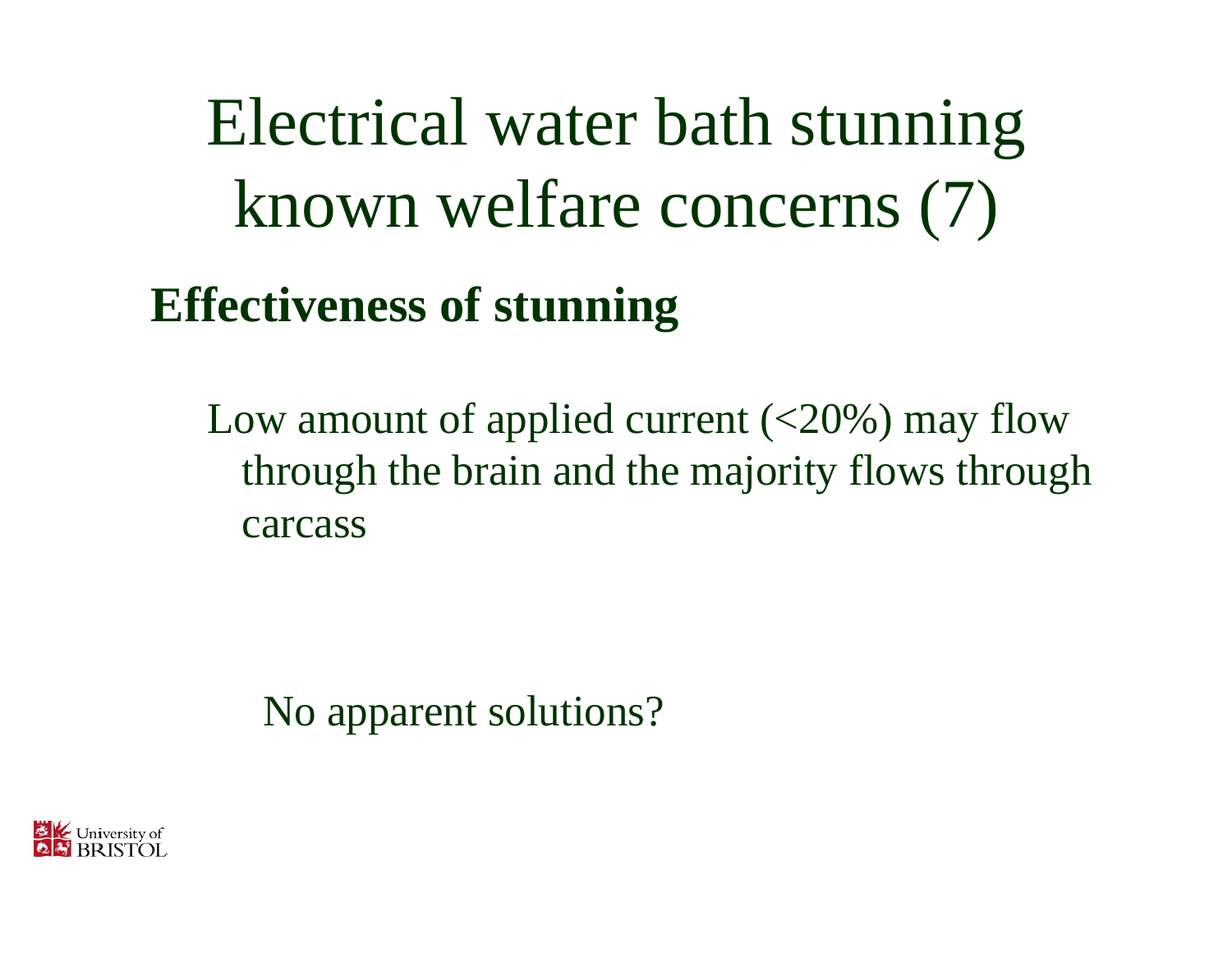# Electrical water bath stunning known welfare concerns (7)

## Effectiveness of stunning

Low amount of applied current (<20%) may flow through the brain and the majority flows through carcass

No apparent solutions?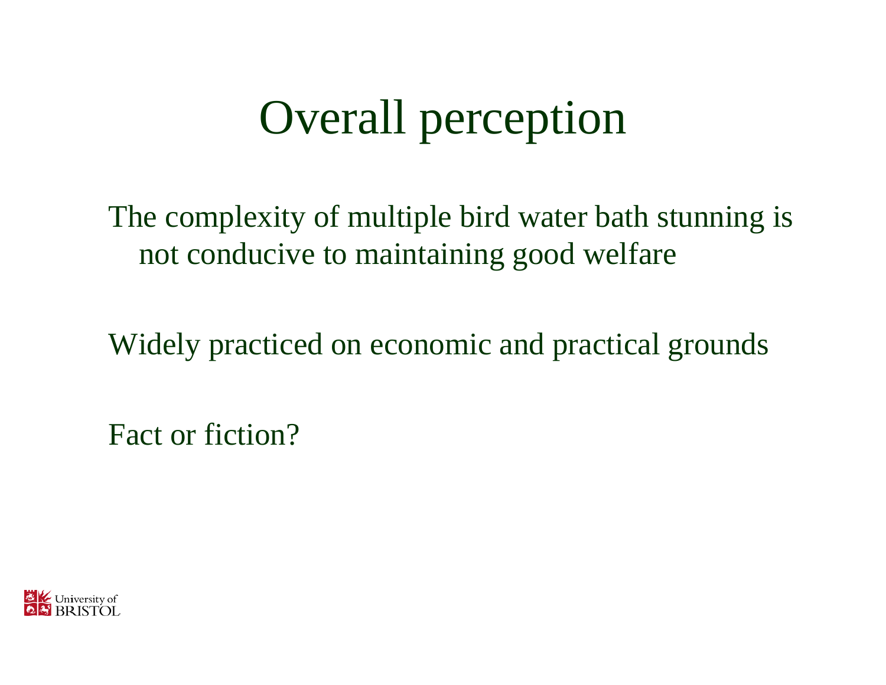# Overall perception

The complexity of multiple bird water bath stunning is not conducive to maintaining good welfare

Widely practiced on economic and practical grounds

Fact or fiction?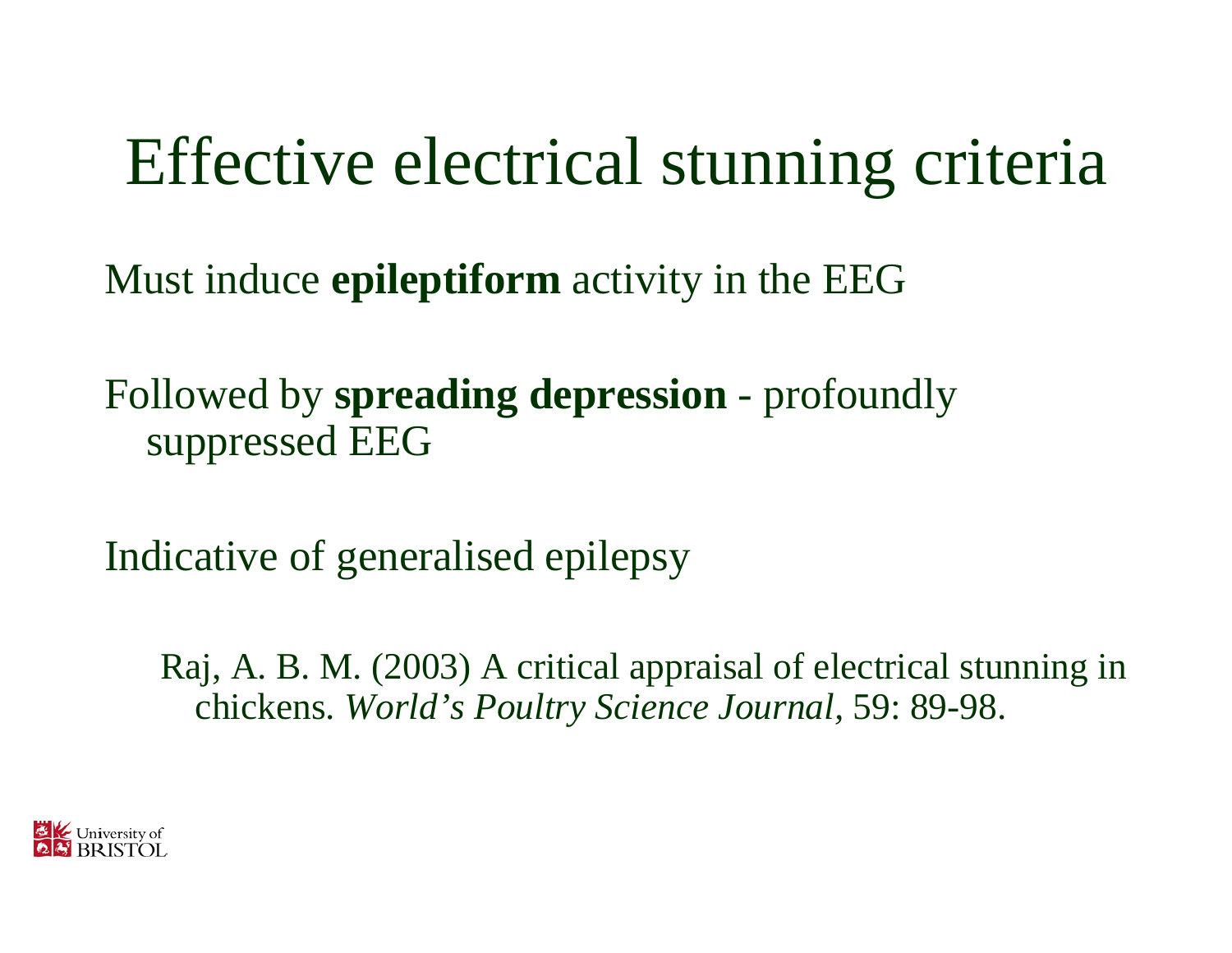# Effective electrical stunning criteria

Must induce **epileptiform** activity in the EEG

Followed by **spreading depression** - profoundly suppressed EEG

Indicative of generalised epilepsy

Raj, A. B. M. (2003) A critical appraisal of electrical stunning in chickens. *World's Poultry Science Journal*, 59: 89-98.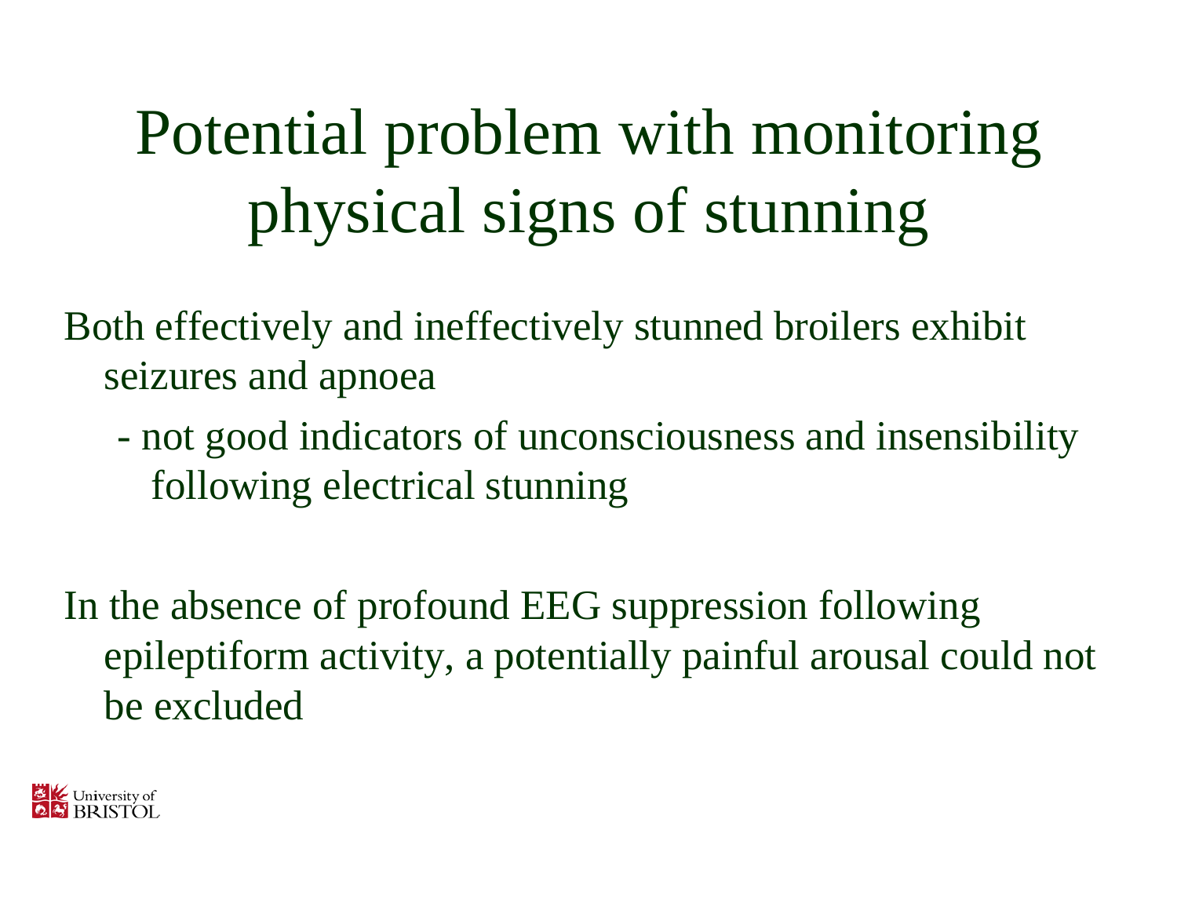# Potential problem with monitoring physical signs of stunning

Both effectively and ineffectively stunned broilers exhibit seizures and apnoea

- not good indicators of unconsciousness and insensibility following electrical stunning

In the absence of profound EEG suppression following epileptiform activity, a potentially painful arousal could not be excluded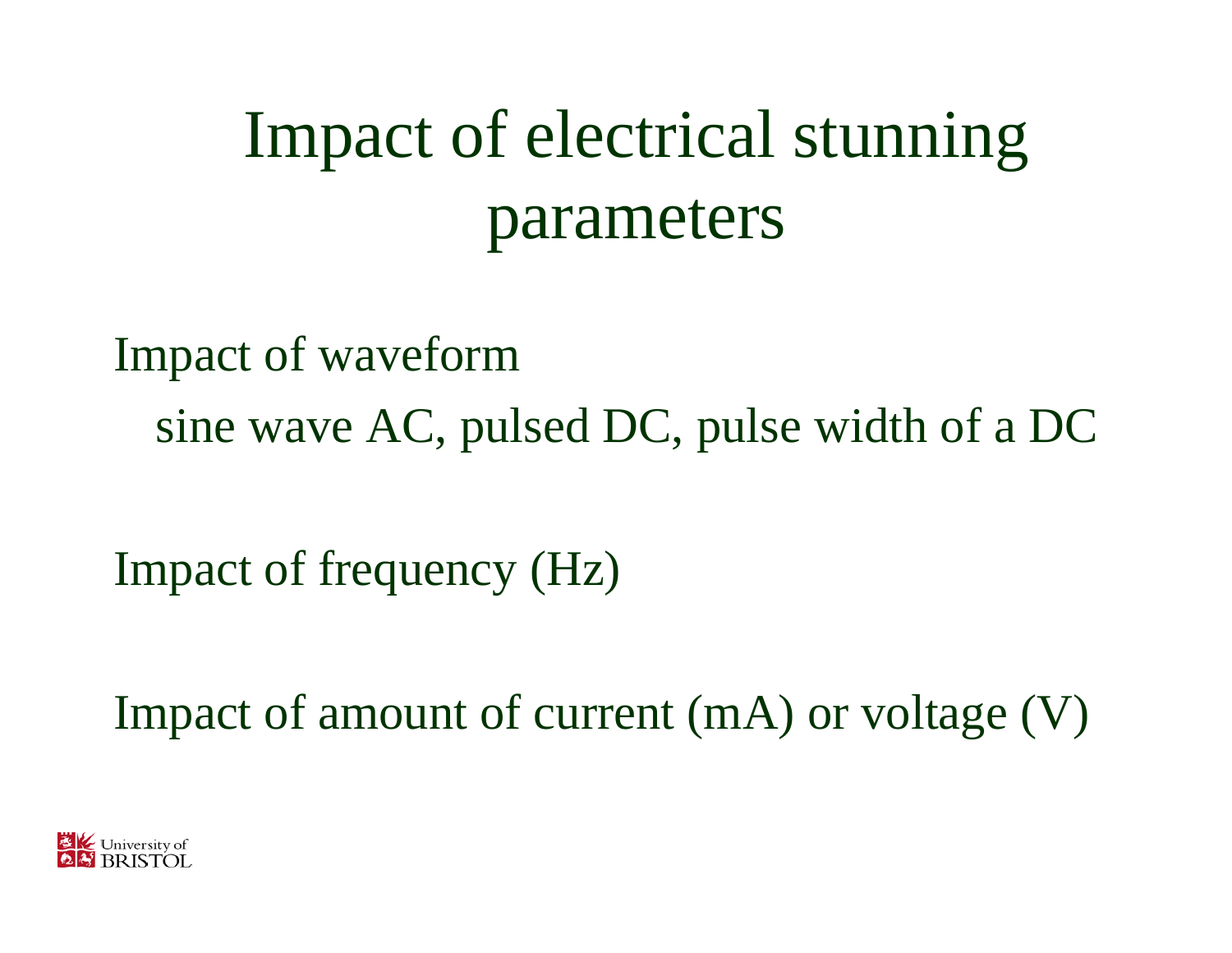# Impact of electrical stunning parameters

Impact of waveform

- sine wave AC, pulsed DC, pulse width of a DC

Impact of frequency (Hz)

Impact of amount of current (mA) or voltage (V)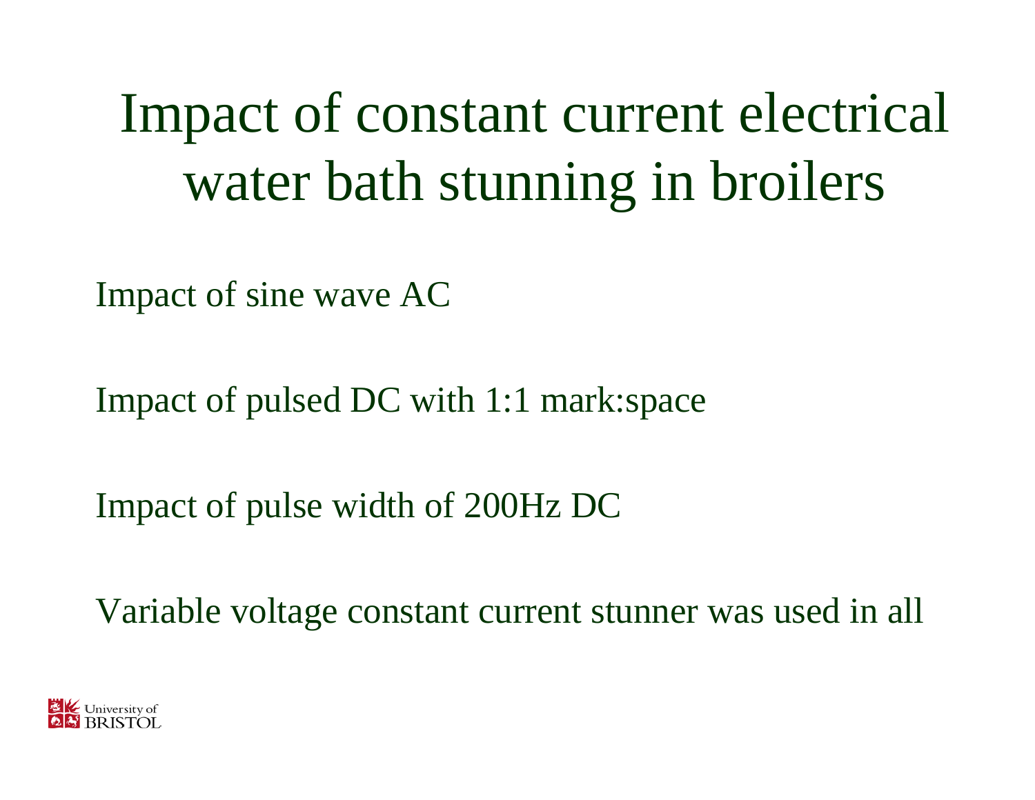# Impact of constant current electrical water bath stunning in broilers

Impact of sine wave AC

Impact of pulsed DC with 1:1 mark:space

Impact of pulse width of 200Hz DC

Variable voltage constant current stunner was used in all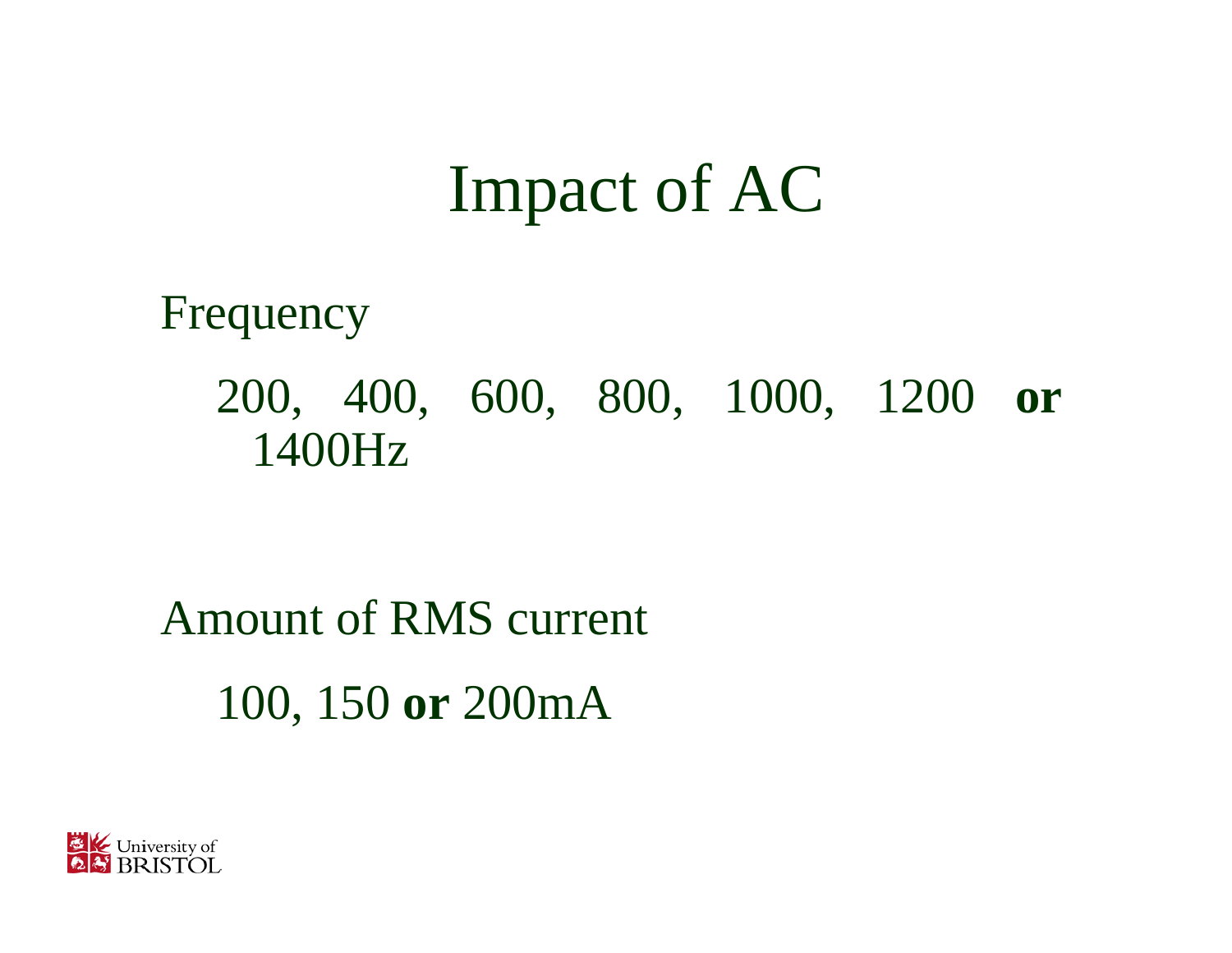# Impact of AC

Frequency

200, 400, 600, 800, 1000, 1200 **or** 1400Hz

Amount of RMS current

100, 150 **or** 200mA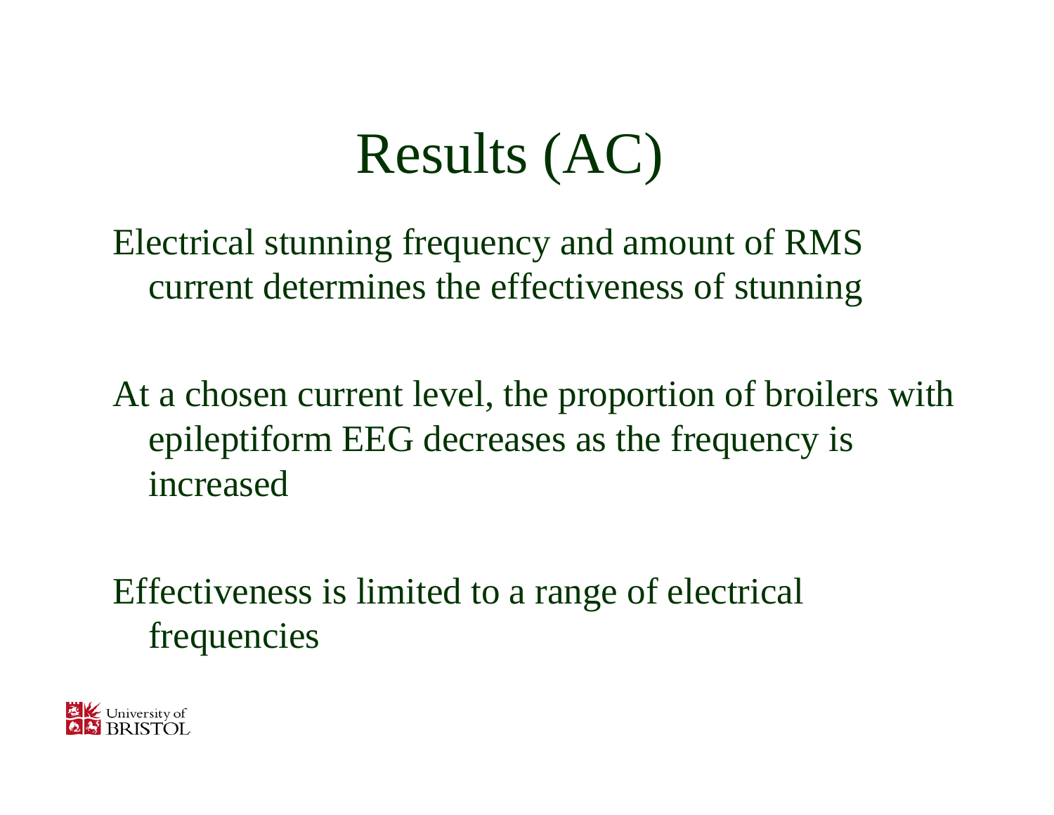# Results (AC)

Electrical stunning frequency and amount of RMS current determines the effectiveness of stunning

At a chosen current level, the proportion of broilers with epileptiform EEG decreases as the frequency is increased

Effectiveness is limited to a range of electrical frequencies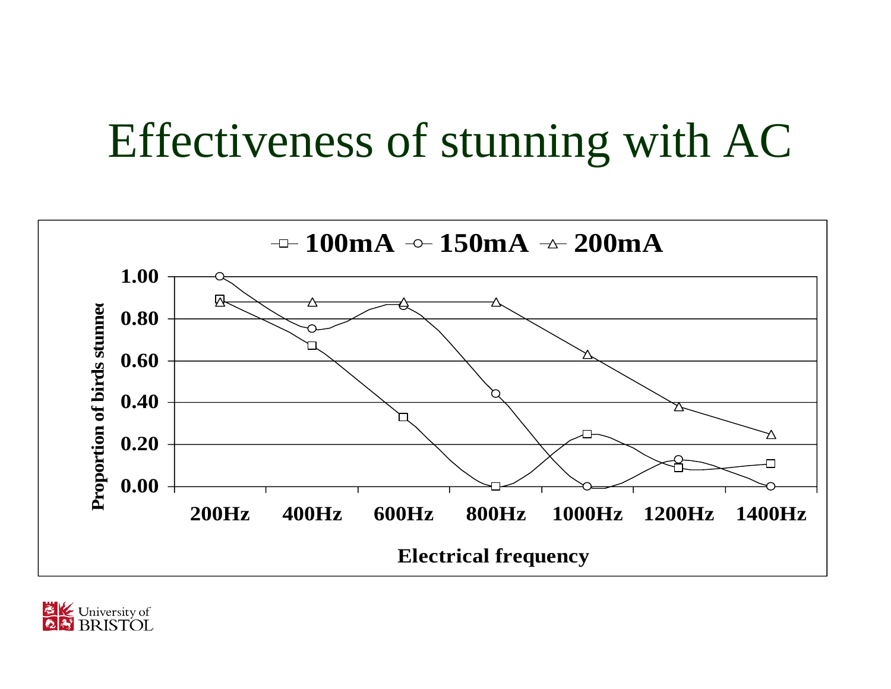# Effectiveness of stunning with AC

—□— 100mA —○— 150mA —△— 200mA

Proportion of birds stunned

| Electrical frequency | 100mA | 150mA | 200mA |
|---|---|---|---|
| 200Hz | 0.89 | 1.00 | 0.88 |
| 400Hz | 0.67 | 0.75 | 0.88 |
| 600Hz | 0.33 | 0.86 | 0.88 |
| 800Hz | 0.00 | 0.44 | 0.88 |
| 1000Hz | 0.25 | 0.00 | 0.63 |
| 1200Hz | 0.09 | 0.13 | 0.38 |
| 1400Hz | 0.11 | 0.00 | 0.25 |

Electrical frequency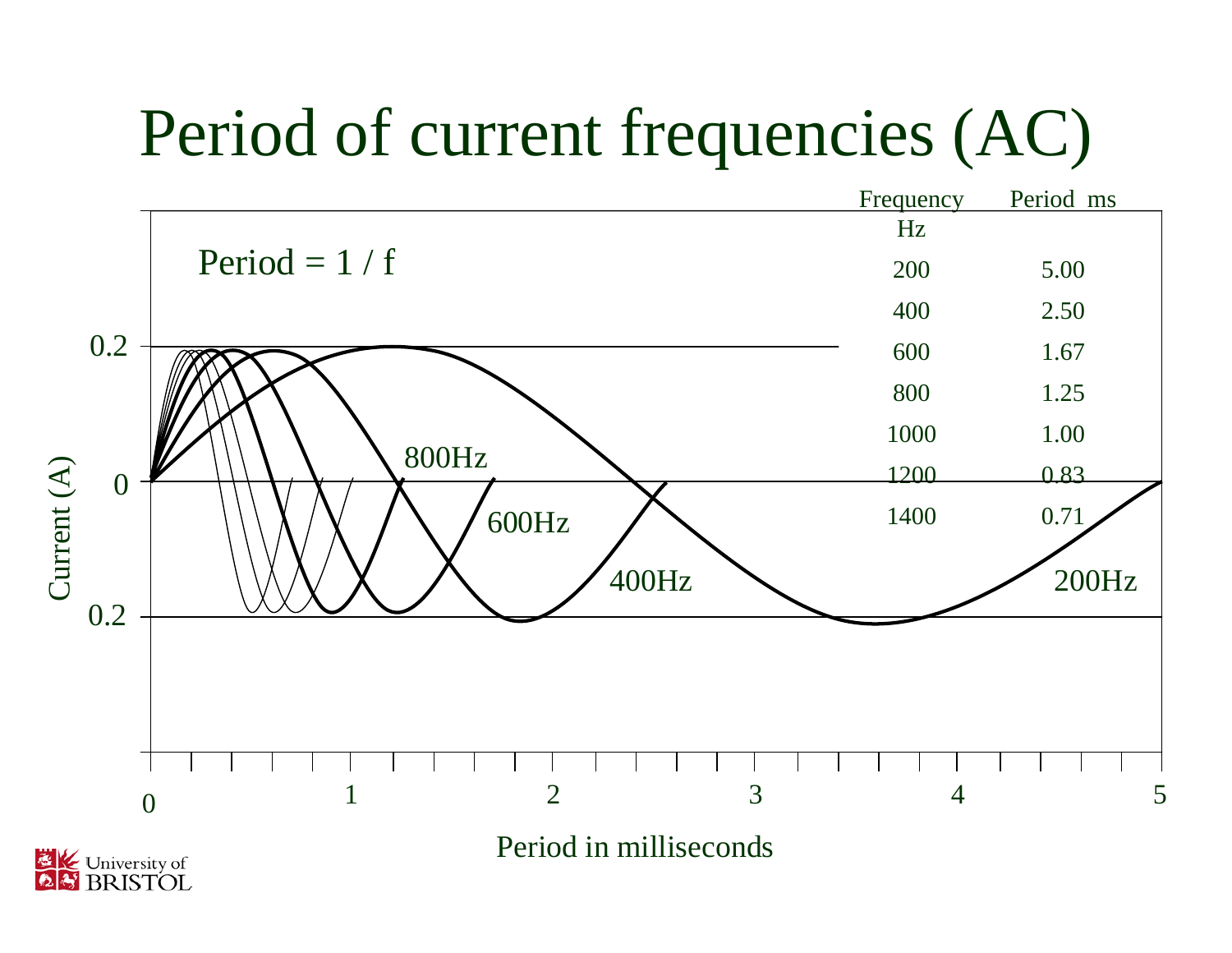# Period of current frequencies (AC)

Period = 1 / f

| Frequency Hz | Period ms |
|---|---|
| 200 | 5.00 |
| 400 | 2.50 |
| 600 | 1.67 |
| 800 | 1.25 |
| 1000 | 1.00 |
| 1200 | 0.83 |
| 1400 | 0.71 |

Current (A): 0.2, 0, 0.2

800Hz, 600Hz, 400Hz, 200Hz

Period in milliseconds: 0, 1, 2, 3, 4, 5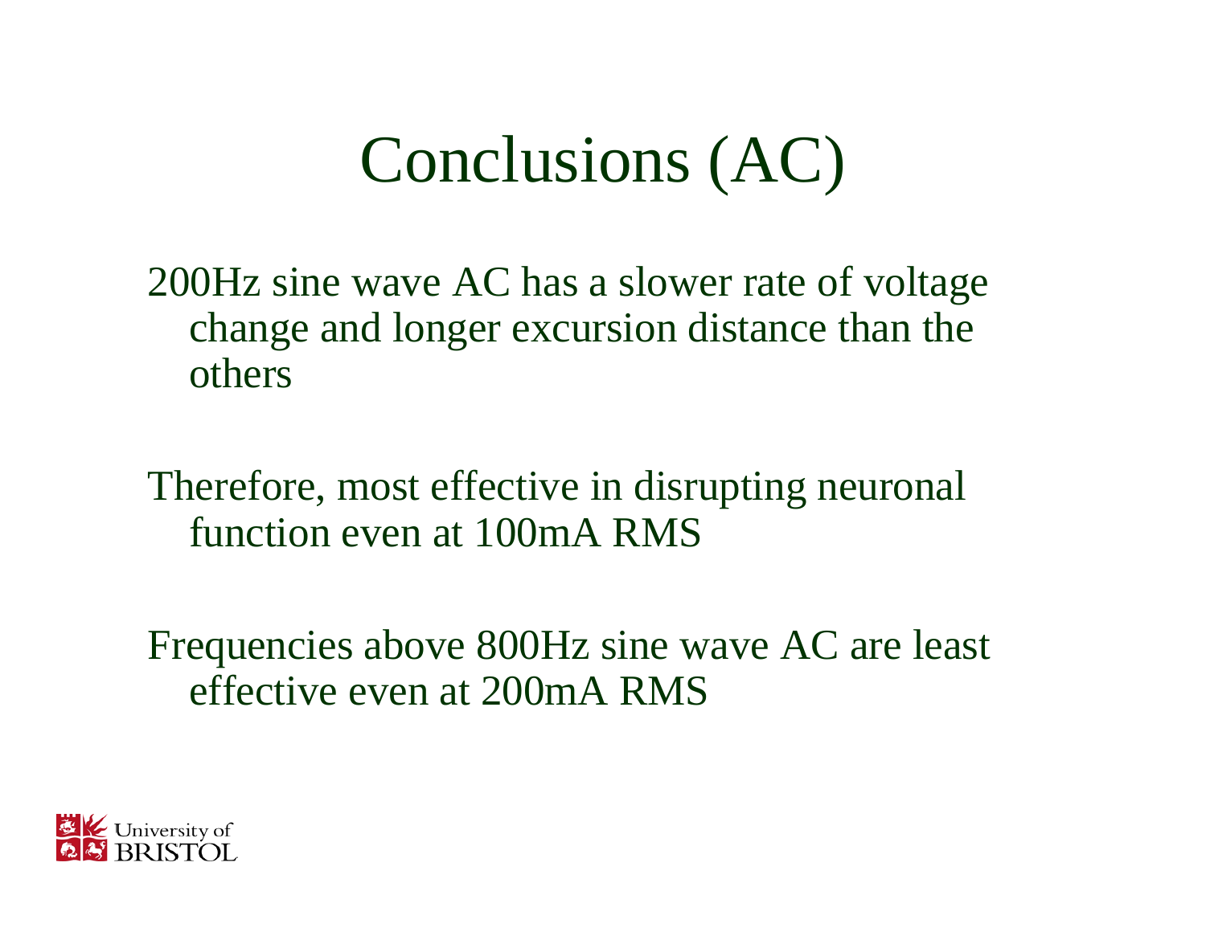# Conclusions (AC)

200Hz sine wave AC has a slower rate of voltage change and longer excursion distance than the others

Therefore, most effective in disrupting neuronal function even at 100mA RMS

Frequencies above 800Hz sine wave AC are least effective even at 200mA RMS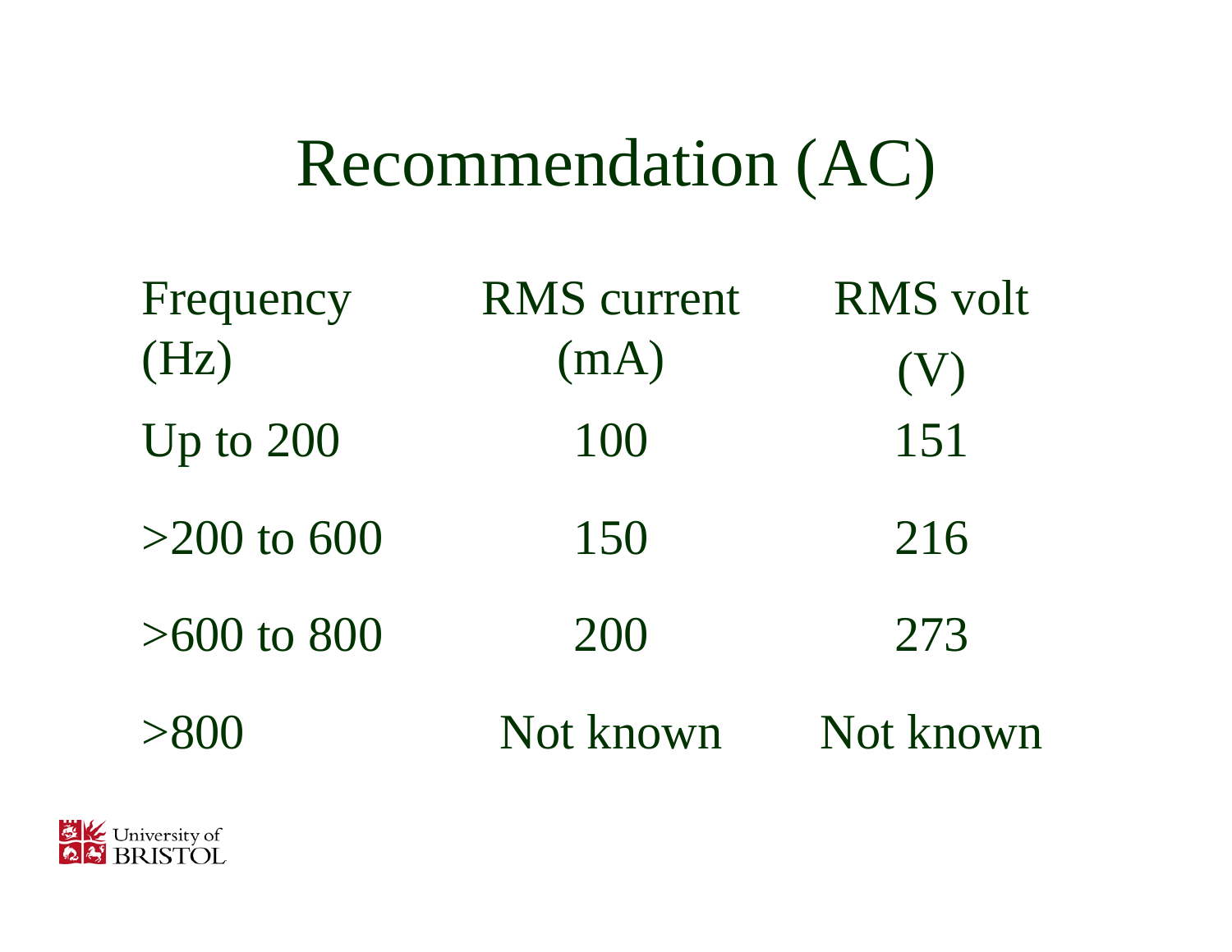# Recommendation (AC)

| Frequency (Hz) | RMS current (mA) | RMS volt (V) |
|---|---|---|
| Up to 200 | 100 | 151 |
| >200 to 600 | 150 | 216 |
| >600 to 800 | 200 | 273 |
| >800 | Not known | Not known |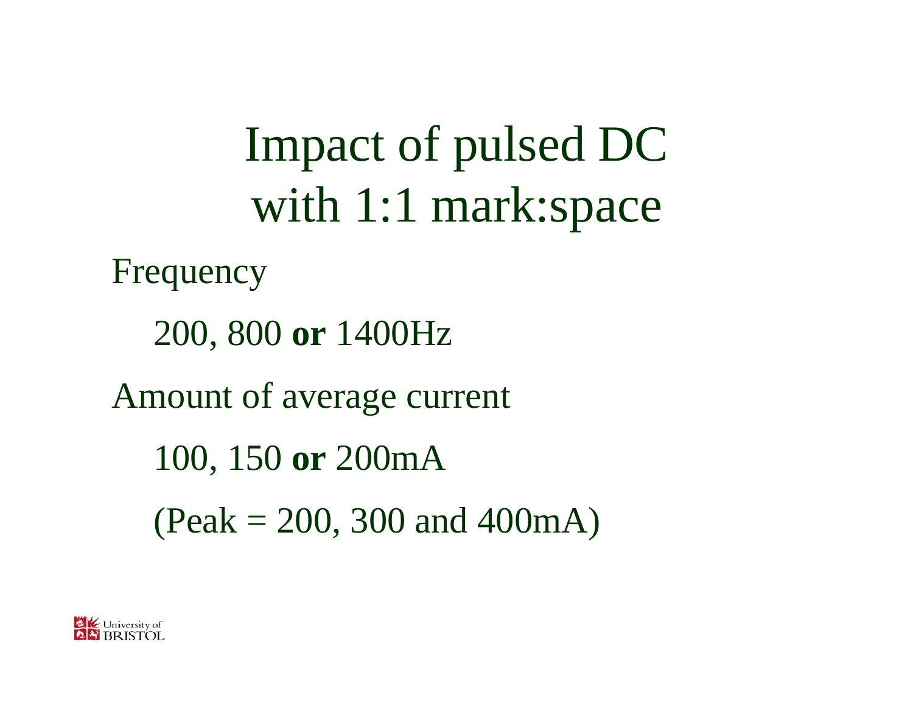# Impact of pulsed DC with 1:1 mark:space

Frequency

200, 800 **or** 1400Hz

Amount of average current

100, 150 **or** 200mA

(Peak = 200, 300 and 400mA)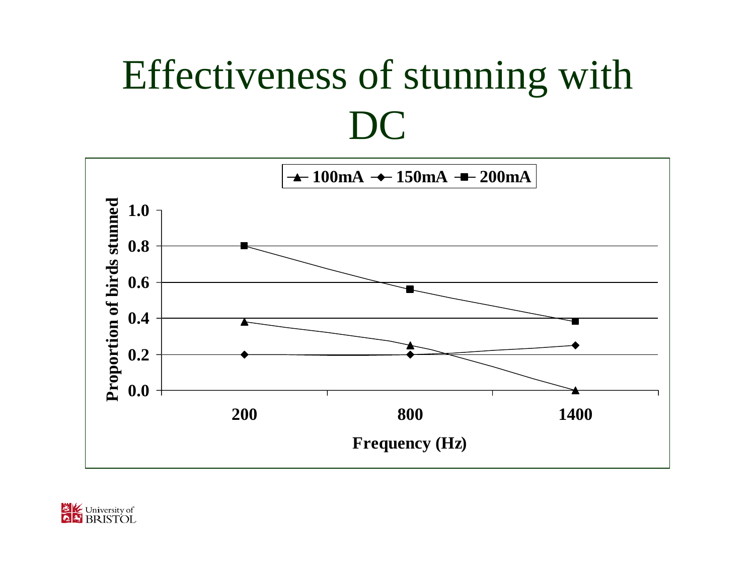# Effectiveness of stunning with DC

| Frequency (Hz) | 100mA | 150mA | 200mA |
|---|---|---|---|
| 200 | 0.38 | 0.2 | 0.8 |
| 800 | 0.25 | 0.2 | 0.56 |
| 1400 | 0.0 | 0.25 | 0.38 |

Proportion of birds stunned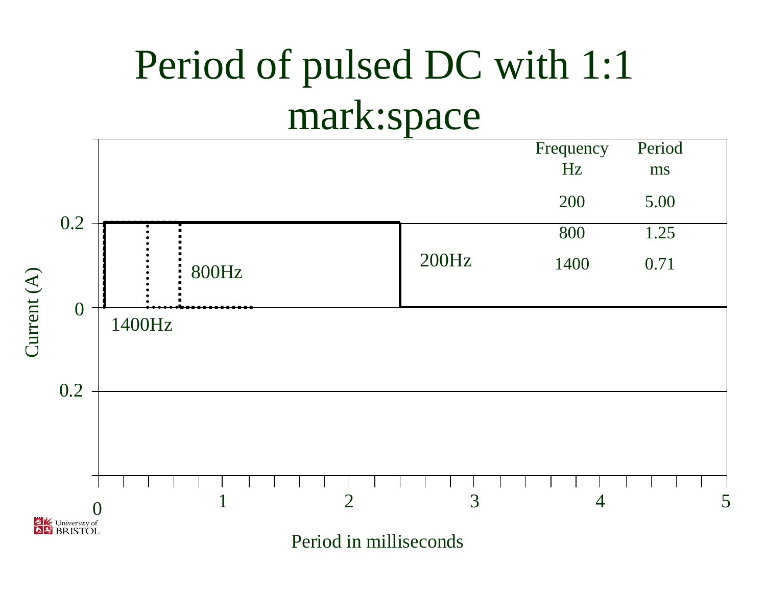# Period of pulsed DC with 1:1 mark:space

| Frequency Hz | Period ms |
|---|---|
| 200 | 5.00 |
| 800 | 1.25 |
| 1400 | 0.71 |

Current (A)

Period in milliseconds

1400Hz

800Hz

200Hz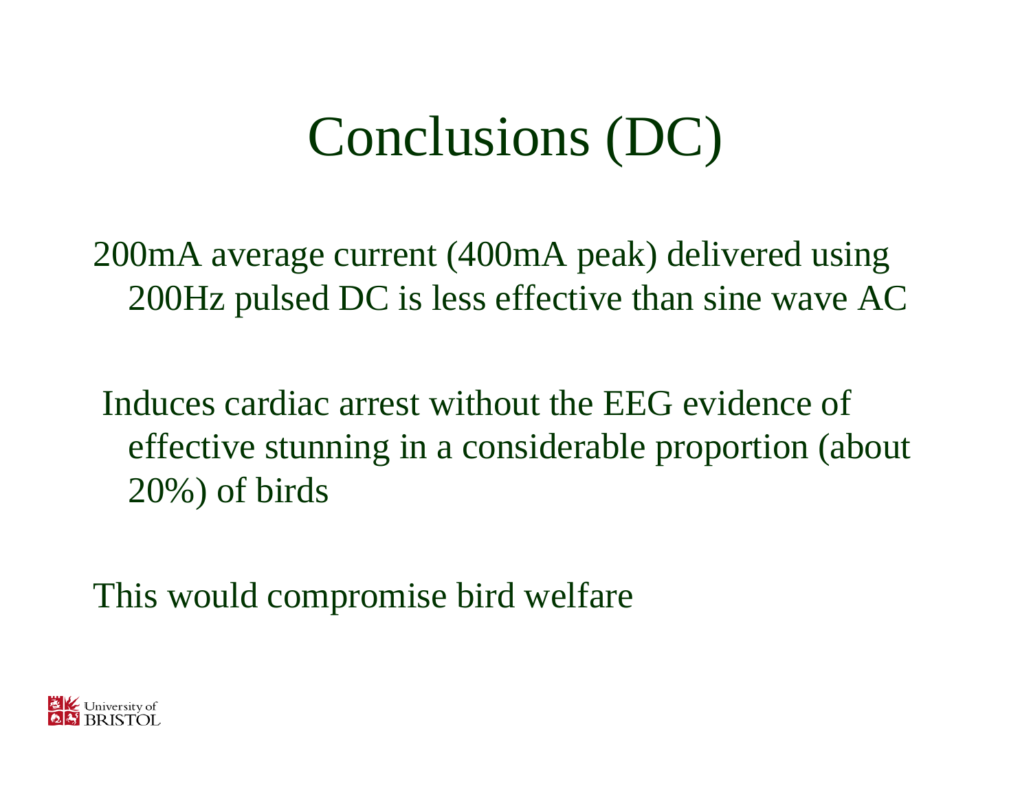# Conclusions (DC)

200mA average current (400mA peak) delivered using 200Hz pulsed DC is less effective than sine wave AC

Induces cardiac arrest without the EEG evidence of effective stunning in a considerable proportion (about 20%) of birds

This would compromise bird welfare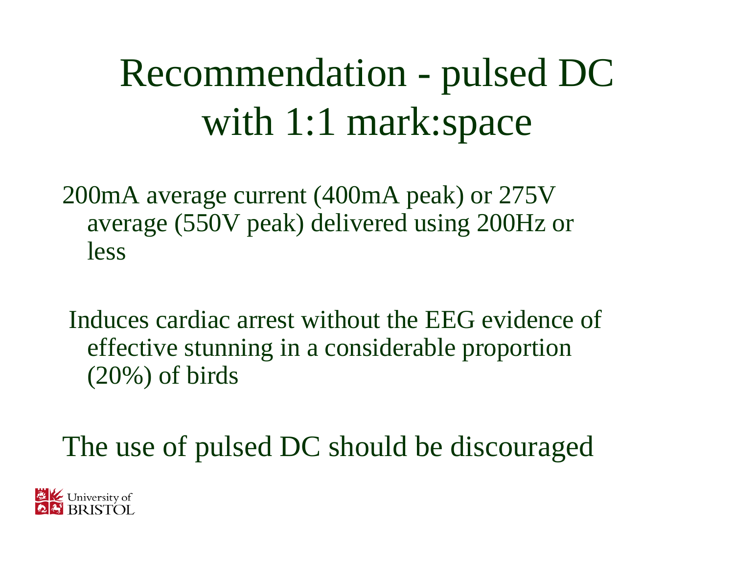# Recommendation - pulsed DC with 1:1 mark:space

200mA average current (400mA peak) or 275V average (550V peak) delivered using 200Hz or less

Induces cardiac arrest without the EEG evidence of effective stunning in a considerable proportion (20%) of birds

The use of pulsed DC should be discouraged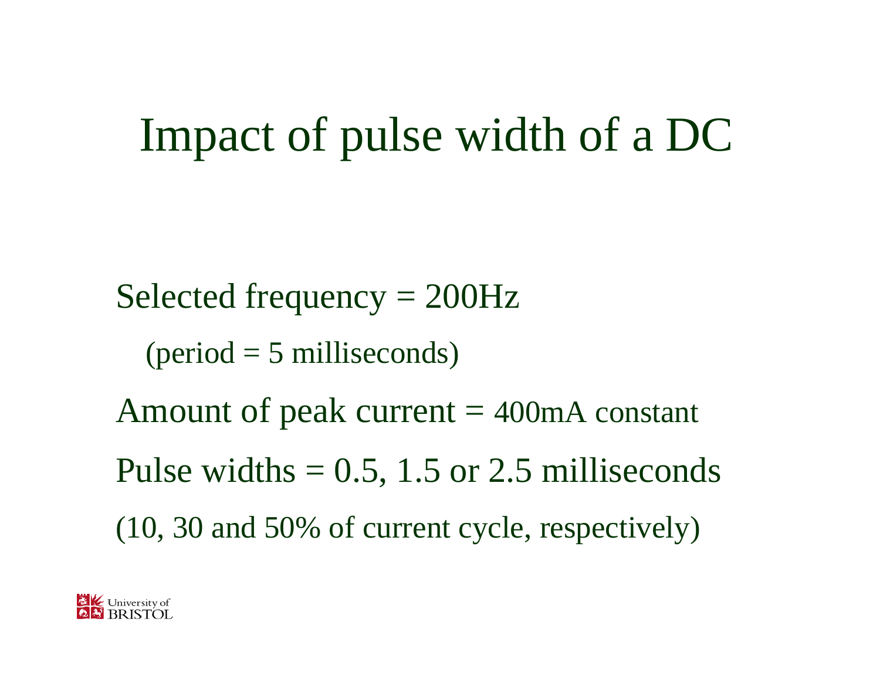# Impact of pulse width of a DC

Selected frequency = 200Hz

(period = 5 milliseconds)

Amount of peak current = 400mA constant

Pulse widths = 0.5, 1.5 or 2.5 milliseconds

(10, 30 and 50% of current cycle, respectively)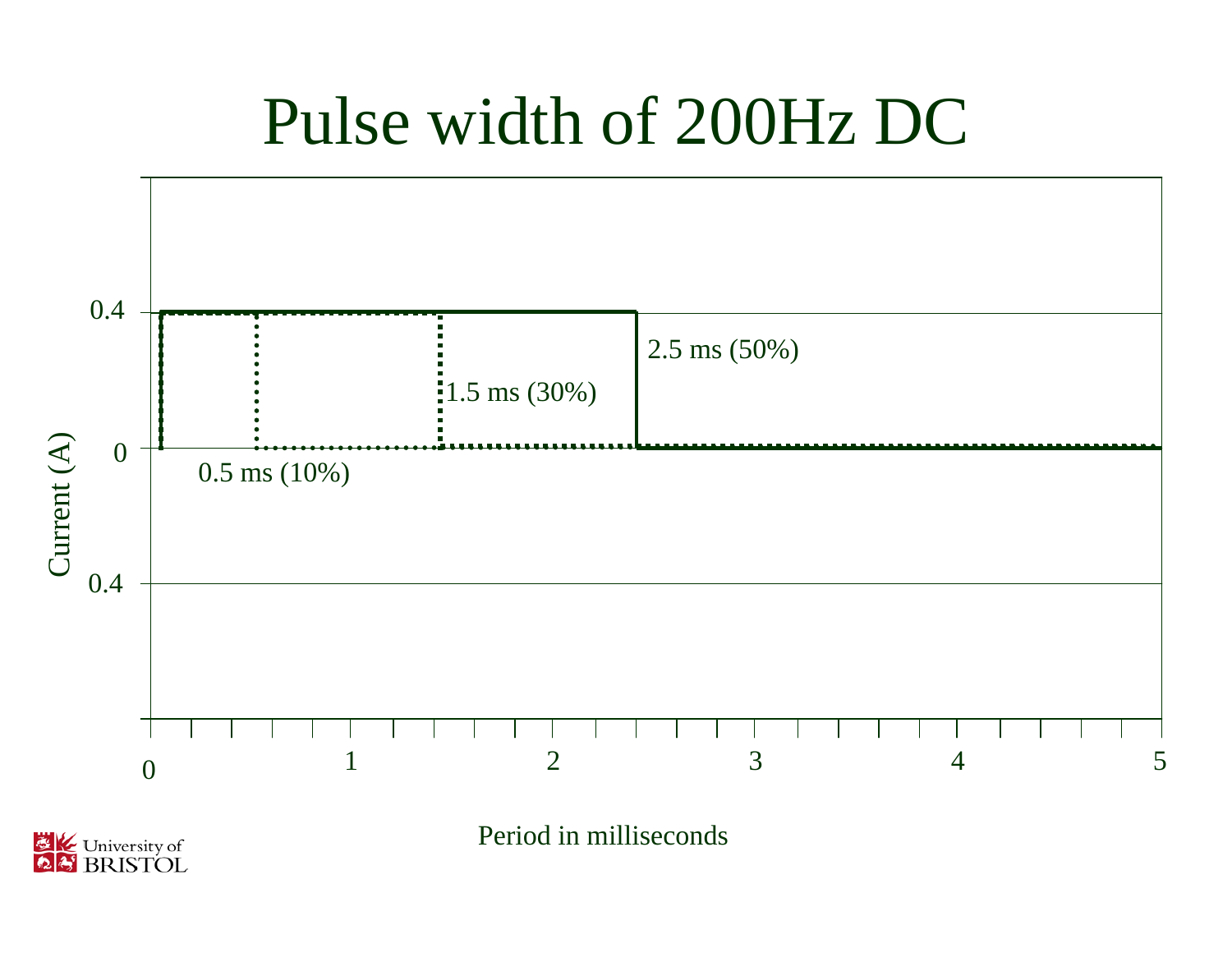# Pulse width of 200Hz DC

0.4

0

0.4

Current (A)

2.5 ms (50%)

1.5 ms (30%)

0.5 ms (10%)

0 1 2 3 4 5

Period in milliseconds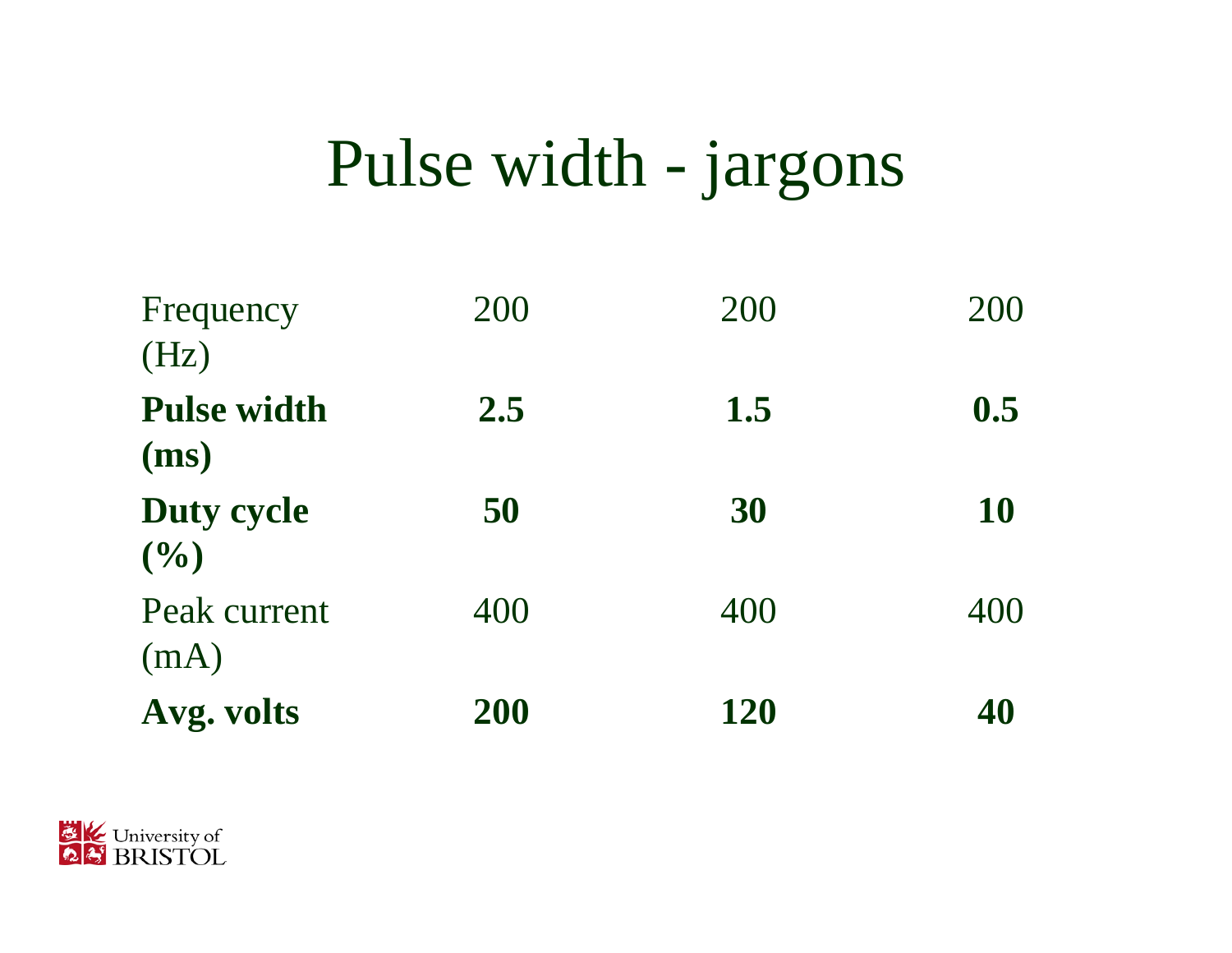# Pulse width - jargons

| | | | |
|---|---|---|---|
| Frequency (Hz) | 200 | 200 | 200 |
| **Pulse width (ms)** | **2.5** | **1.5** | **0.5** |
| **Duty cycle (%)** | **50** | **30** | **10** |
| Peak current (mA) | 400 | 400 | 400 |
| **Avg. volts** | **200** | **120** | **40** |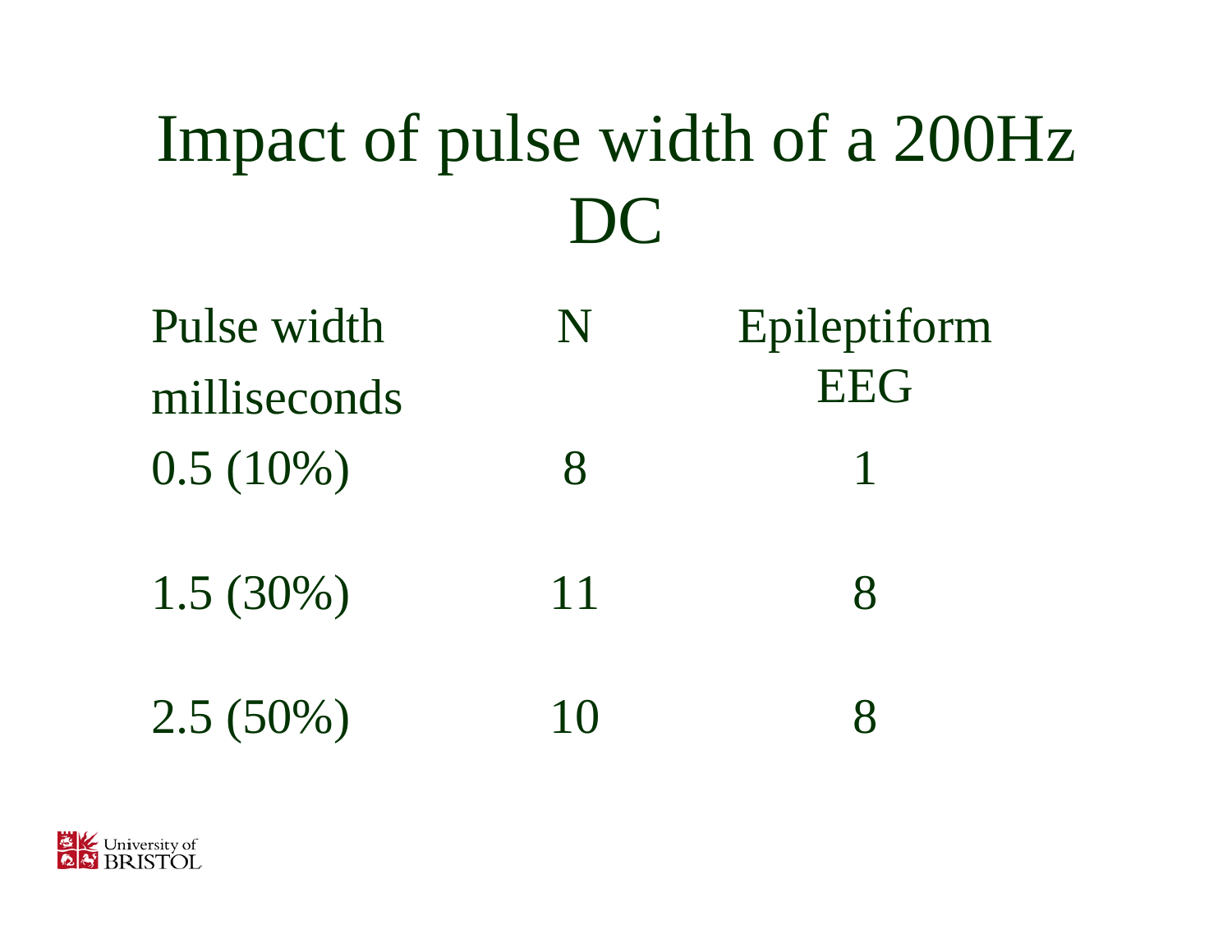# Impact of pulse width of a 200Hz DC

| Pulse width milliseconds | N | Epileptiform EEG |
|---|---|---|
| 0.5 (10%) | 8 | 1 |
| 1.5 (30%) | 11 | 8 |
| 2.5 (50%) | 10 | 8 |

University of BRISTOL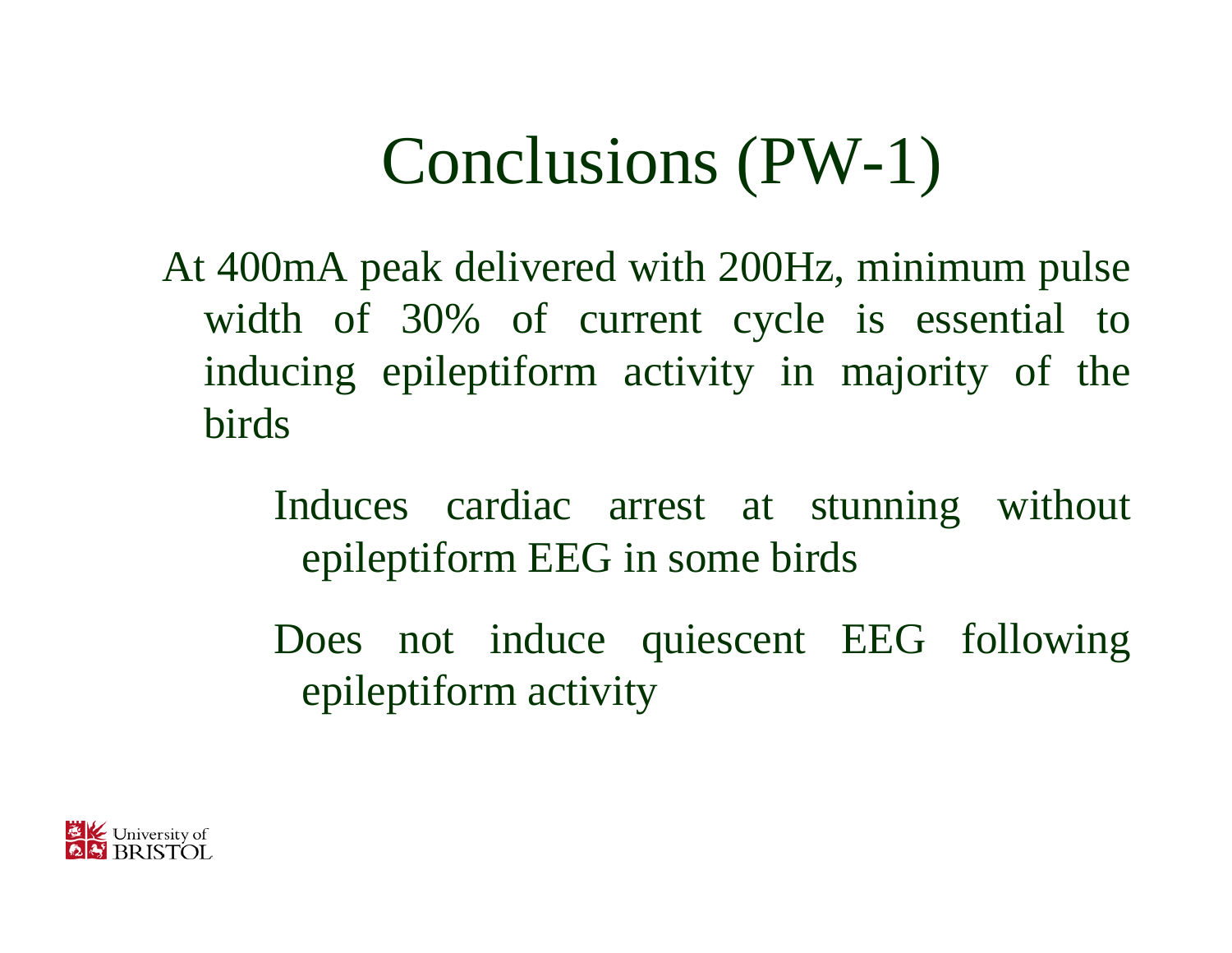# Conclusions (PW-1)

At 400mA peak delivered with 200Hz, minimum pulse width of 30% of current cycle is essential to inducing epileptiform activity in majority of the birds

- Induces cardiac arrest at stunning without epileptiform EEG in some birds
- Does not induce quiescent EEG following epileptiform activity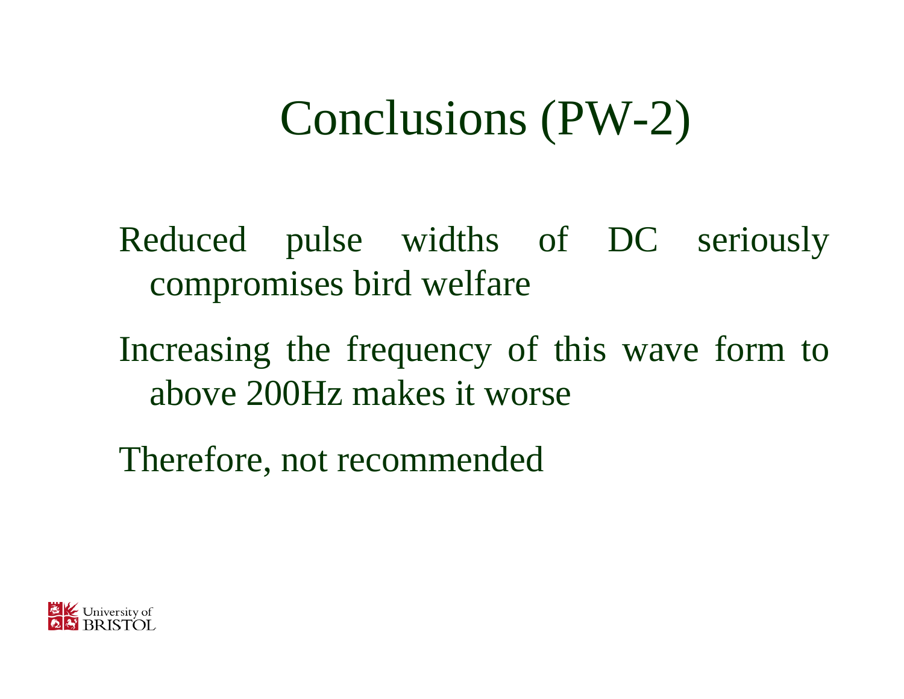# Conclusions (PW-2)

Reduced pulse widths of DC seriously compromises bird welfare

Increasing the frequency of this wave form to above 200Hz makes it worse

Therefore, not recommended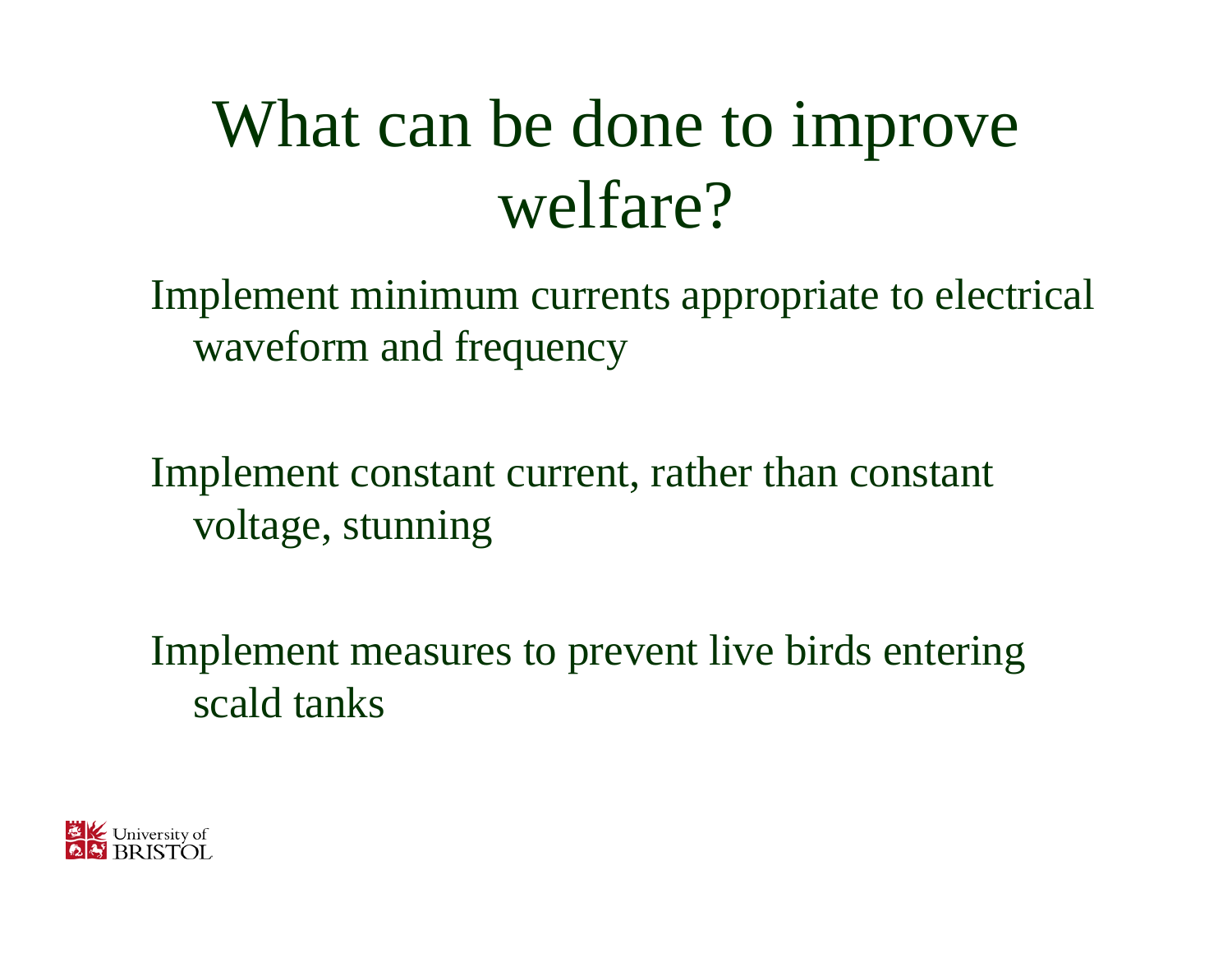# What can be done to improve welfare?

Implement minimum currents appropriate to electrical waveform and frequency

Implement constant current, rather than constant voltage, stunning

Implement measures to prevent live birds entering scald tanks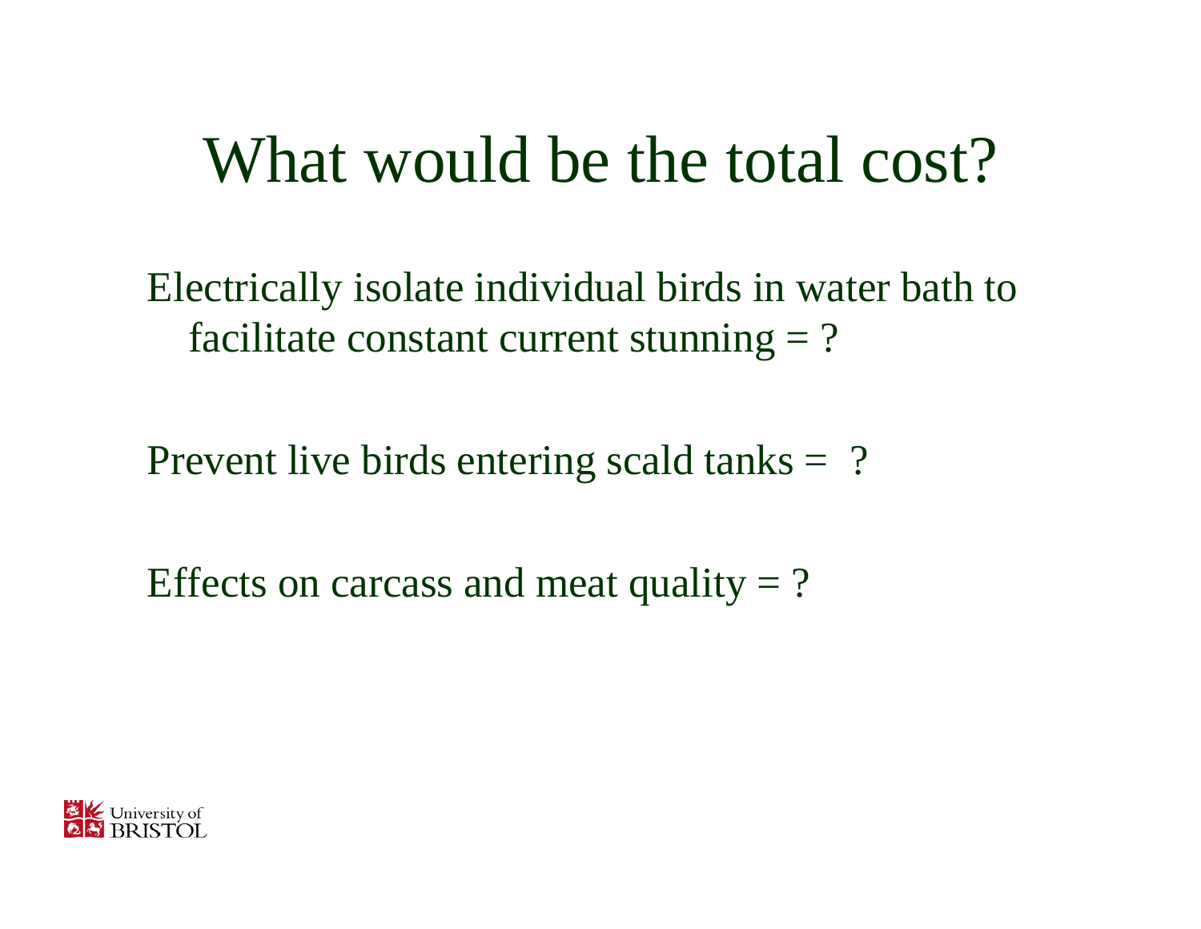# What would be the total cost?

Electrically isolate individual birds in water bath to facilitate constant current stunning = ?

Prevent live birds entering scald tanks = ?

Effects on carcass and meat quality = ?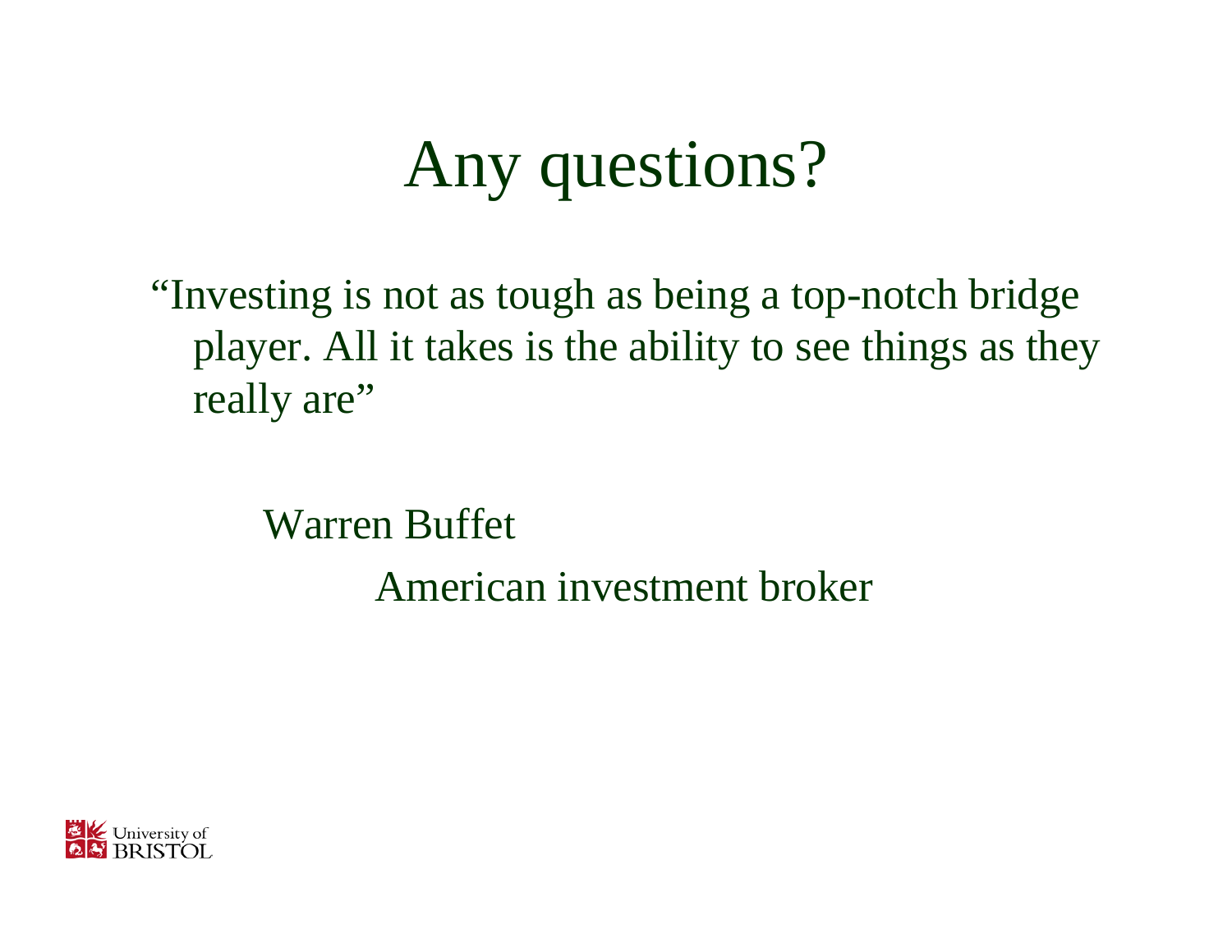# Any questions?

"Investing is not as tough as being a top-notch bridge player. All it takes is the ability to see things as they really are"

Warren Buffet

American investment broker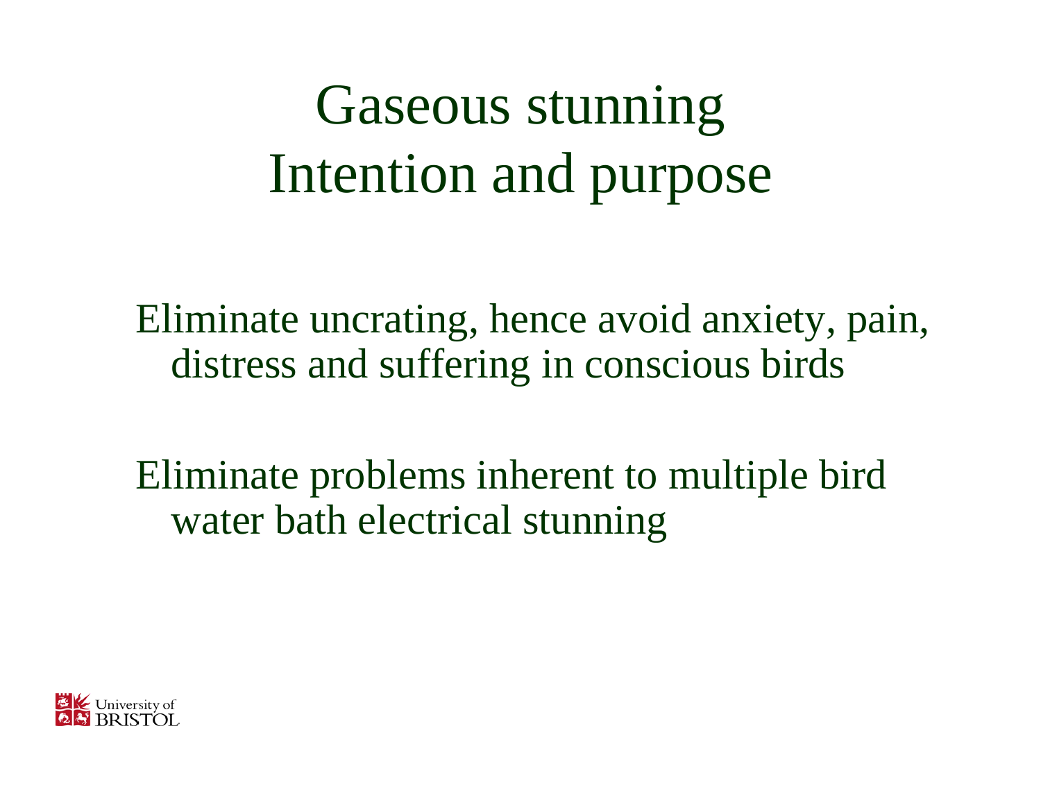# Gaseous stunning
# Intention and purpose

Eliminate uncrating, hence avoid anxiety, pain, distress and suffering in conscious birds

Eliminate problems inherent to multiple bird water bath electrical stunning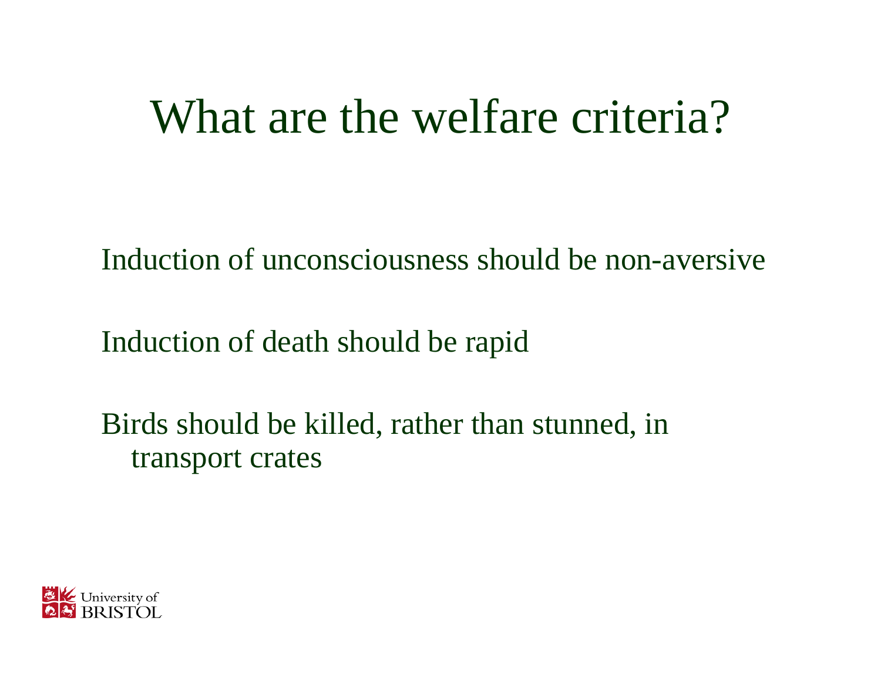# What are the welfare criteria?

Induction of unconsciousness should be non-aversive

Induction of death should be rapid

Birds should be killed, rather than stunned, in transport crates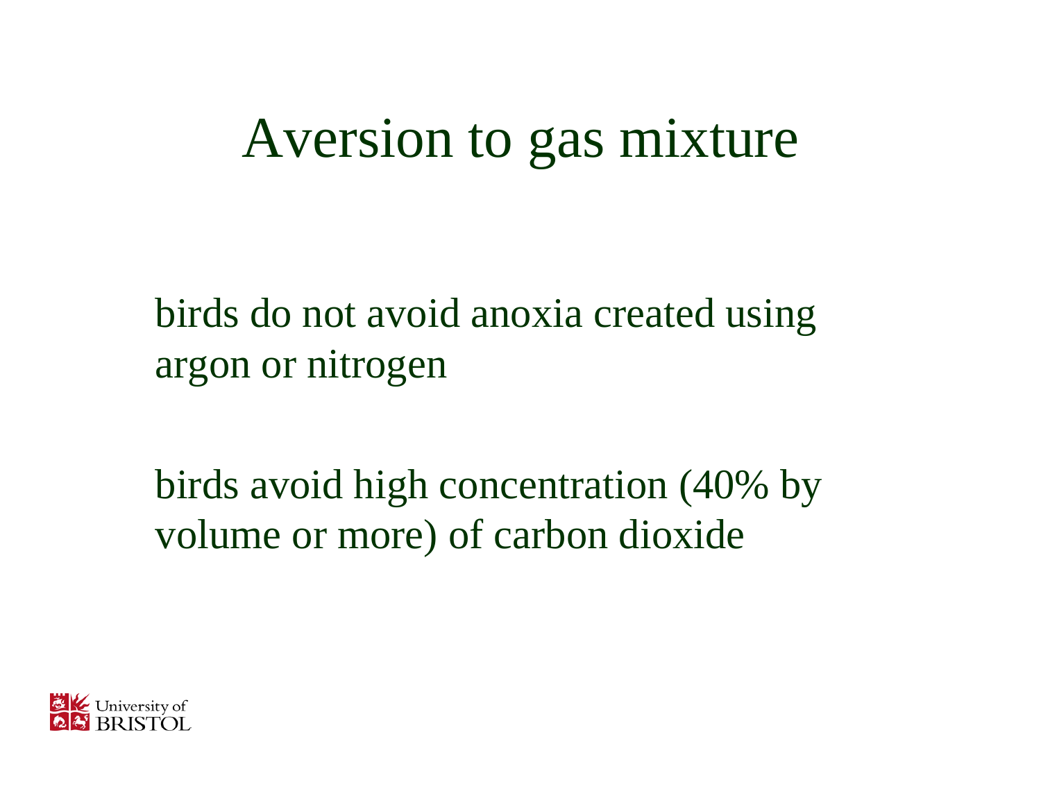# Aversion to gas mixture

birds do not avoid anoxia created using argon or nitrogen

birds avoid high concentration (40% by volume or more) of carbon dioxide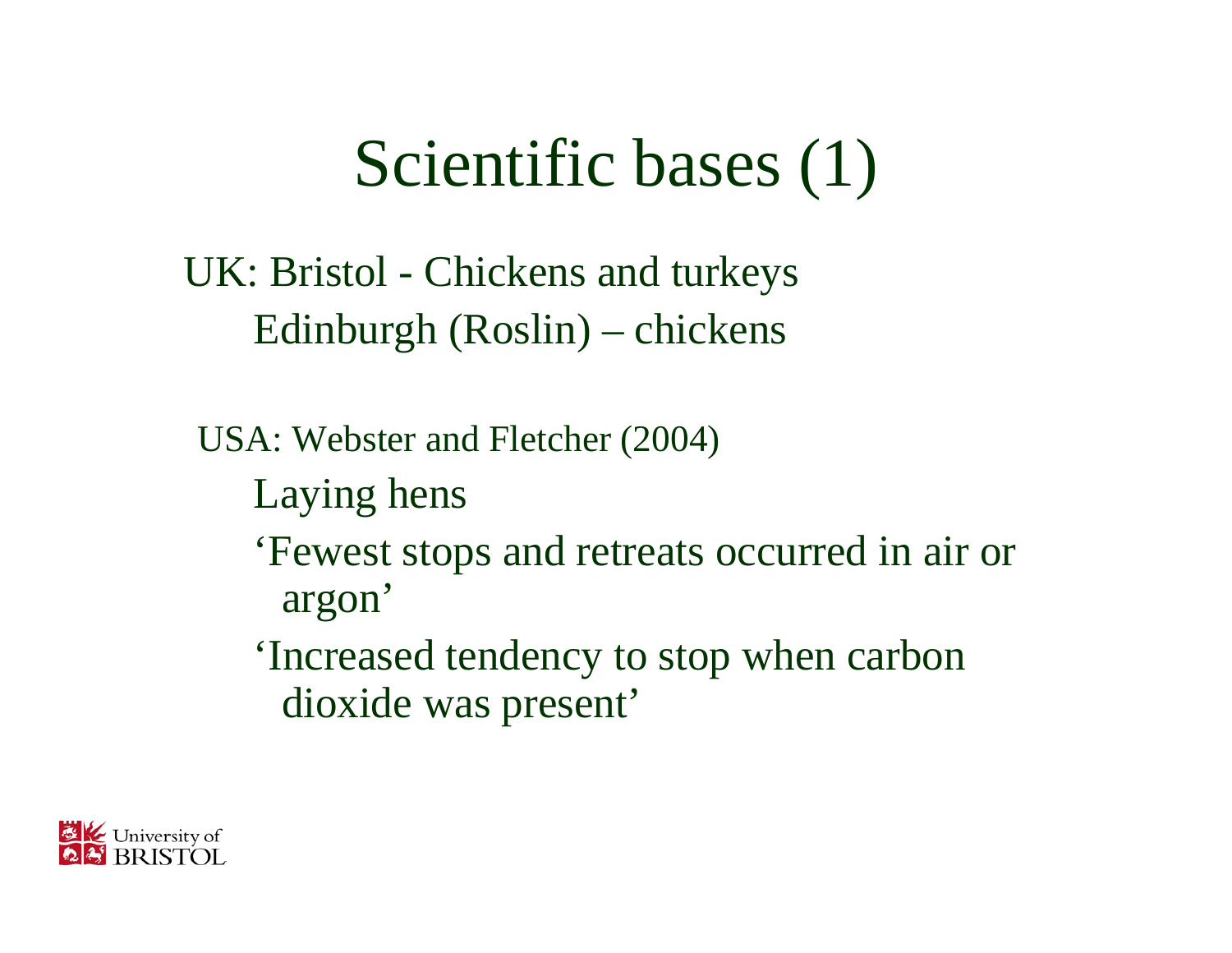# Scientific bases (1)

UK: Bristol - Chickens and turkeys
Edinburgh (Roslin) – chickens

USA: Webster and Fletcher (2004)

Laying hens

'Fewest stops and retreats occurred in air or argon'

'Increased tendency to stop when carbon dioxide was present'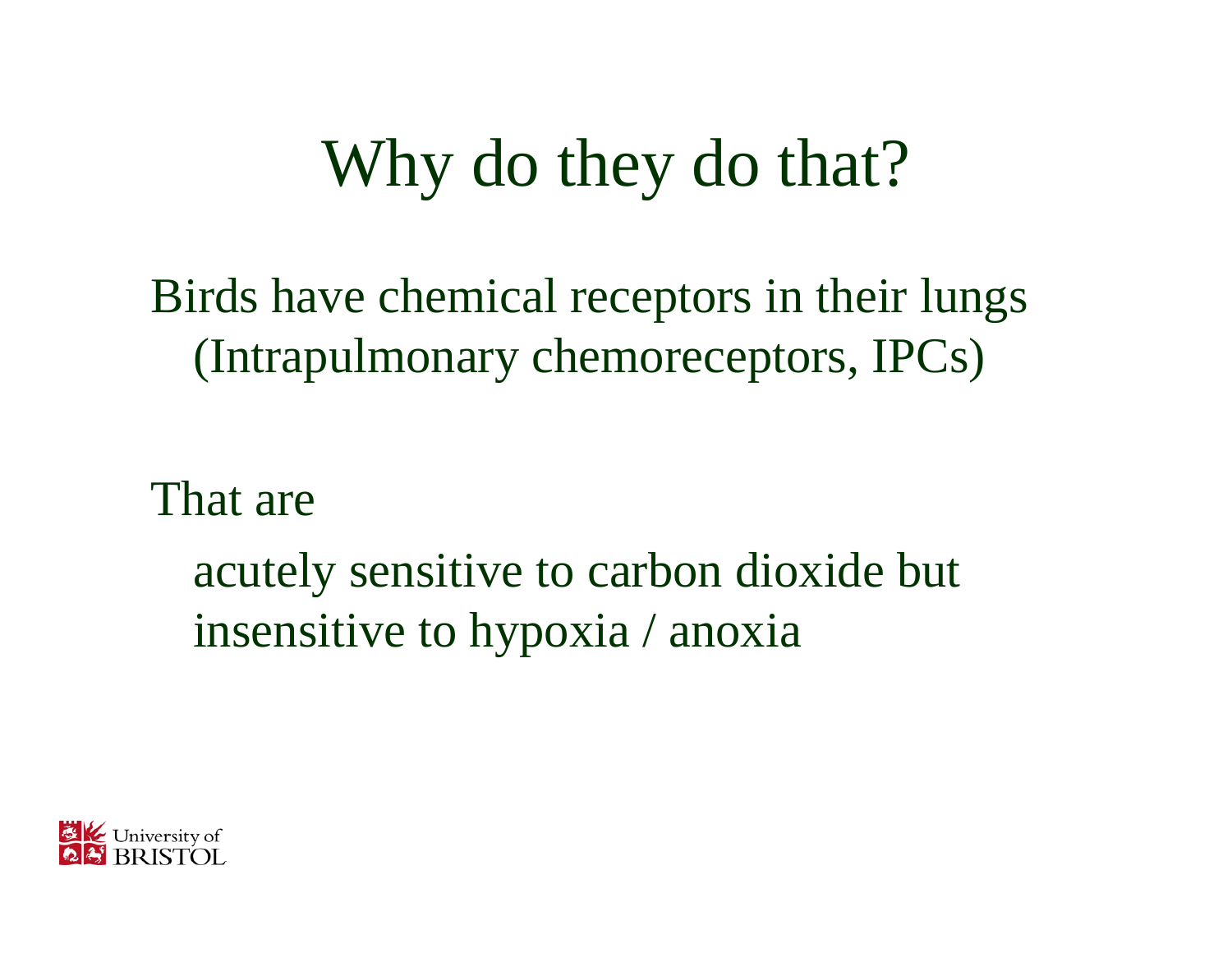# Why do they do that?

Birds have chemical receptors in their lungs (Intrapulmonary chemoreceptors, IPCs)

That are

acutely sensitive to carbon dioxide but insensitive to hypoxia / anoxia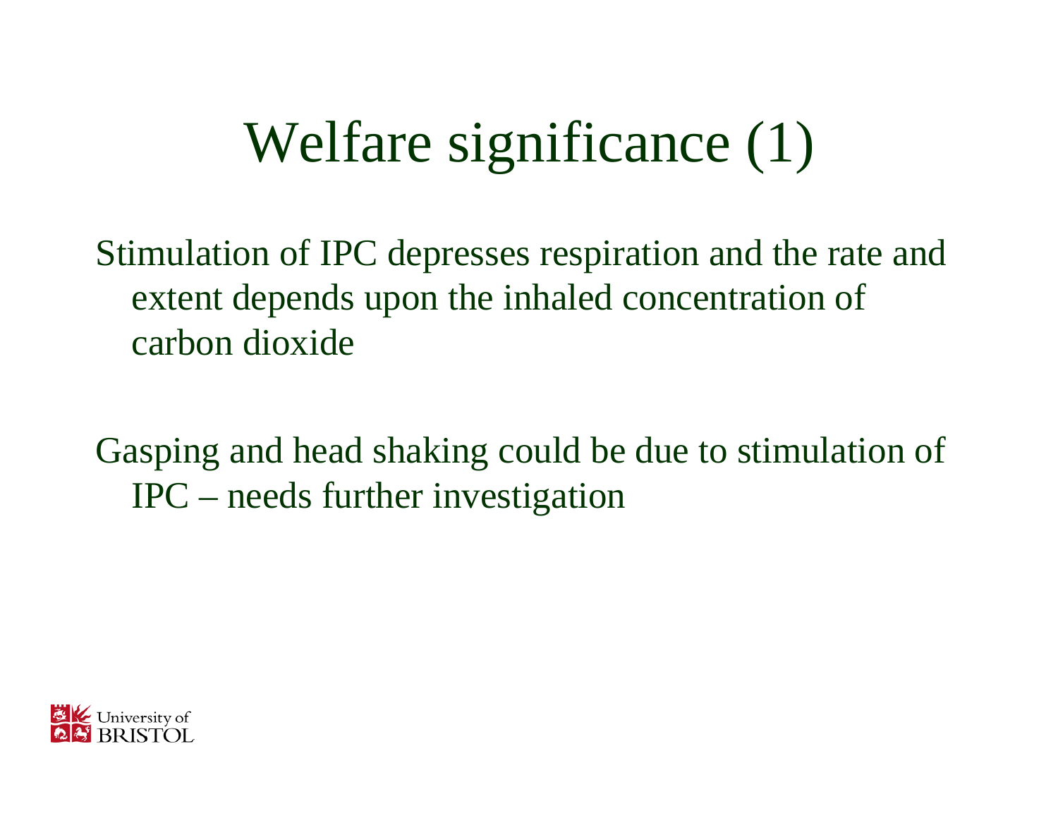# Welfare significance (1)

Stimulation of IPC depresses respiration and the rate and extent depends upon the inhaled concentration of carbon dioxide

Gasping and head shaking could be due to stimulation of IPC – needs further investigation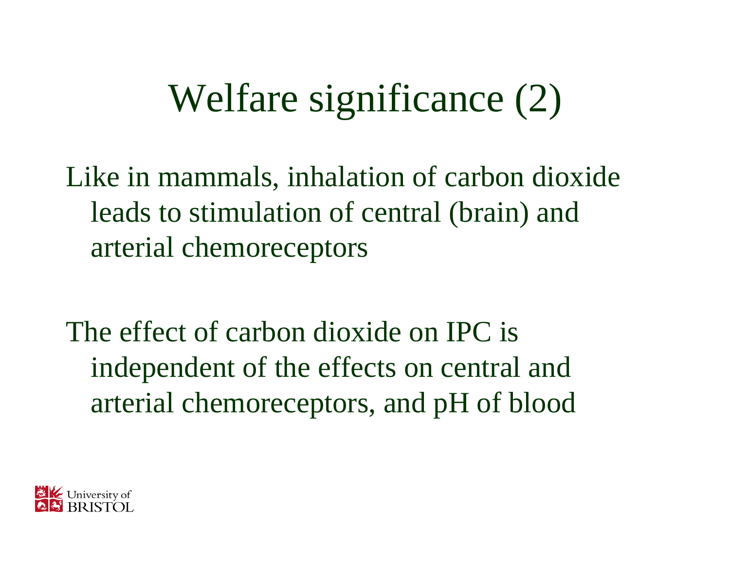# Welfare significance (2)

Like in mammals, inhalation of carbon dioxide leads to stimulation of central (brain) and arterial chemoreceptors

The effect of carbon dioxide on IPC is independent of the effects on central and arterial chemoreceptors, and pH of blood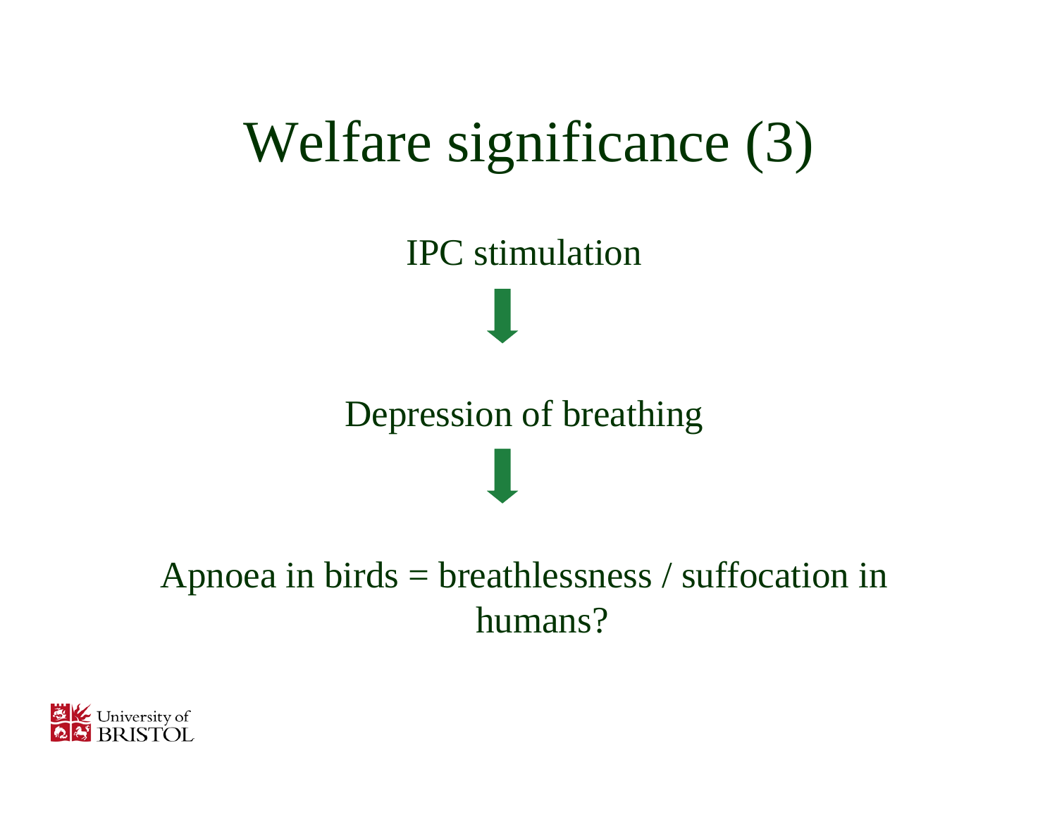# Welfare significance (3)

IPC stimulation

⬇

Depression of breathing

⬇

Apnoea in birds = breathlessness / suffocation in humans?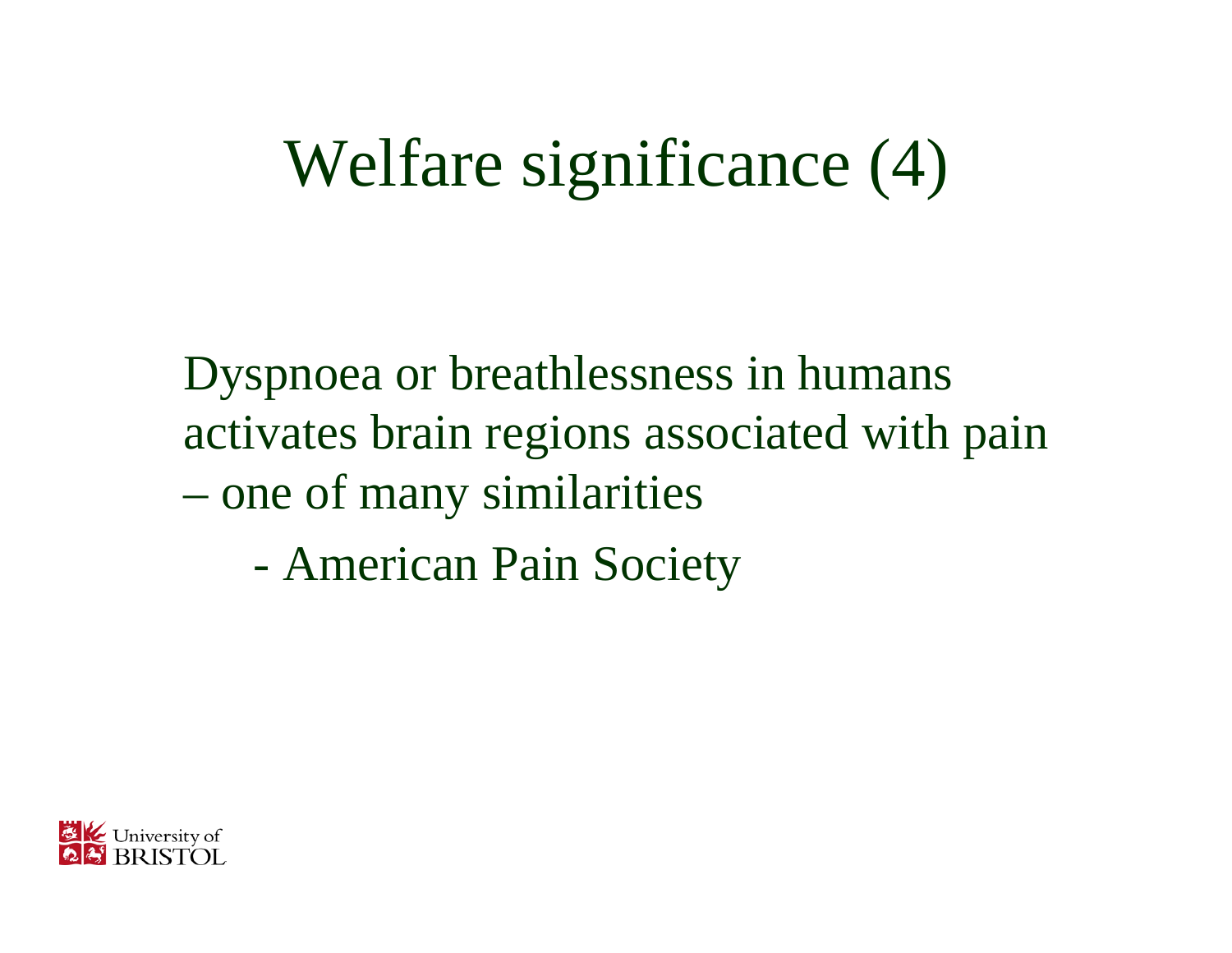# Welfare significance (4)

Dyspnoea or breathlessness in humans activates brain regions associated with pain – one of many similarities

- American Pain Society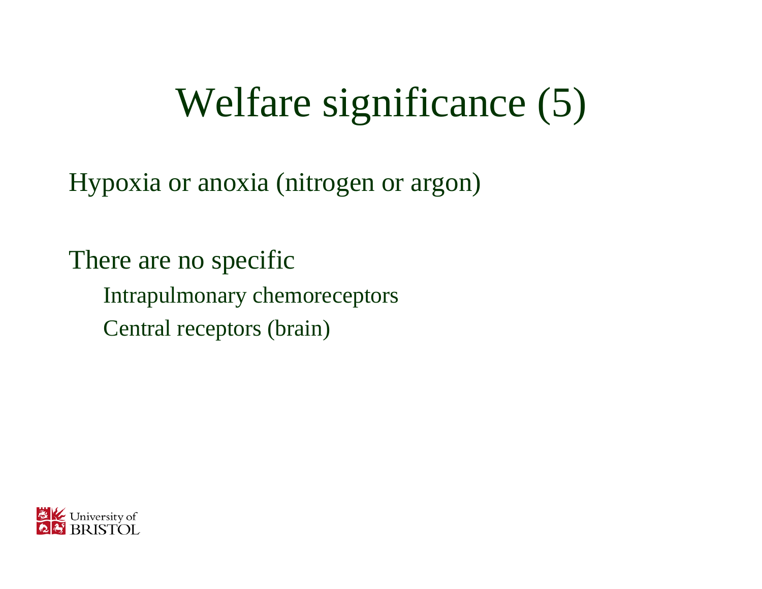# Welfare significance (5)

Hypoxia or anoxia (nitrogen or argon)

There are no specific

- Intrapulmonary chemoreceptors
- Central receptors (brain)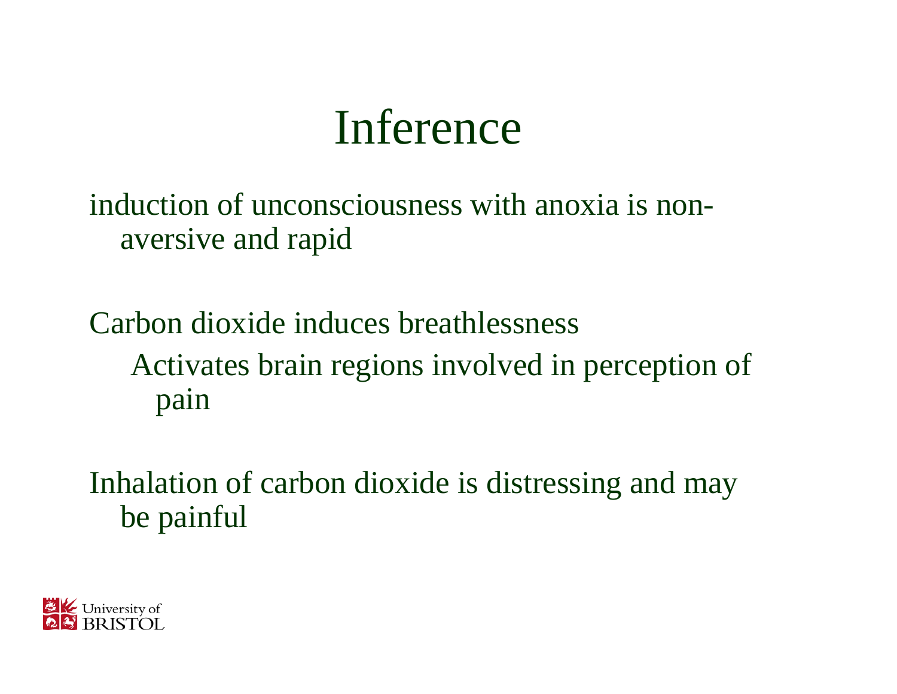# Inference

induction of unconsciousness with anoxia is non-aversive and rapid

Carbon dioxide induces breathlessness

- Activates brain regions involved in perception of pain

Inhalation of carbon dioxide is distressing and may be painful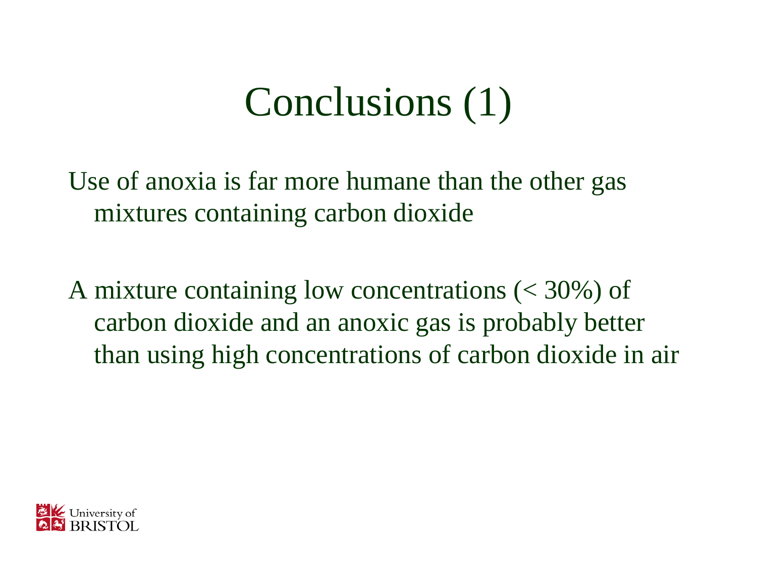# Conclusions (1)

Use of anoxia is far more humane than the other gas mixtures containing carbon dioxide

A mixture containing low concentrations (< 30%) of carbon dioxide and an anoxic gas is probably better than using high concentrations of carbon dioxide in air

University of BRISTOL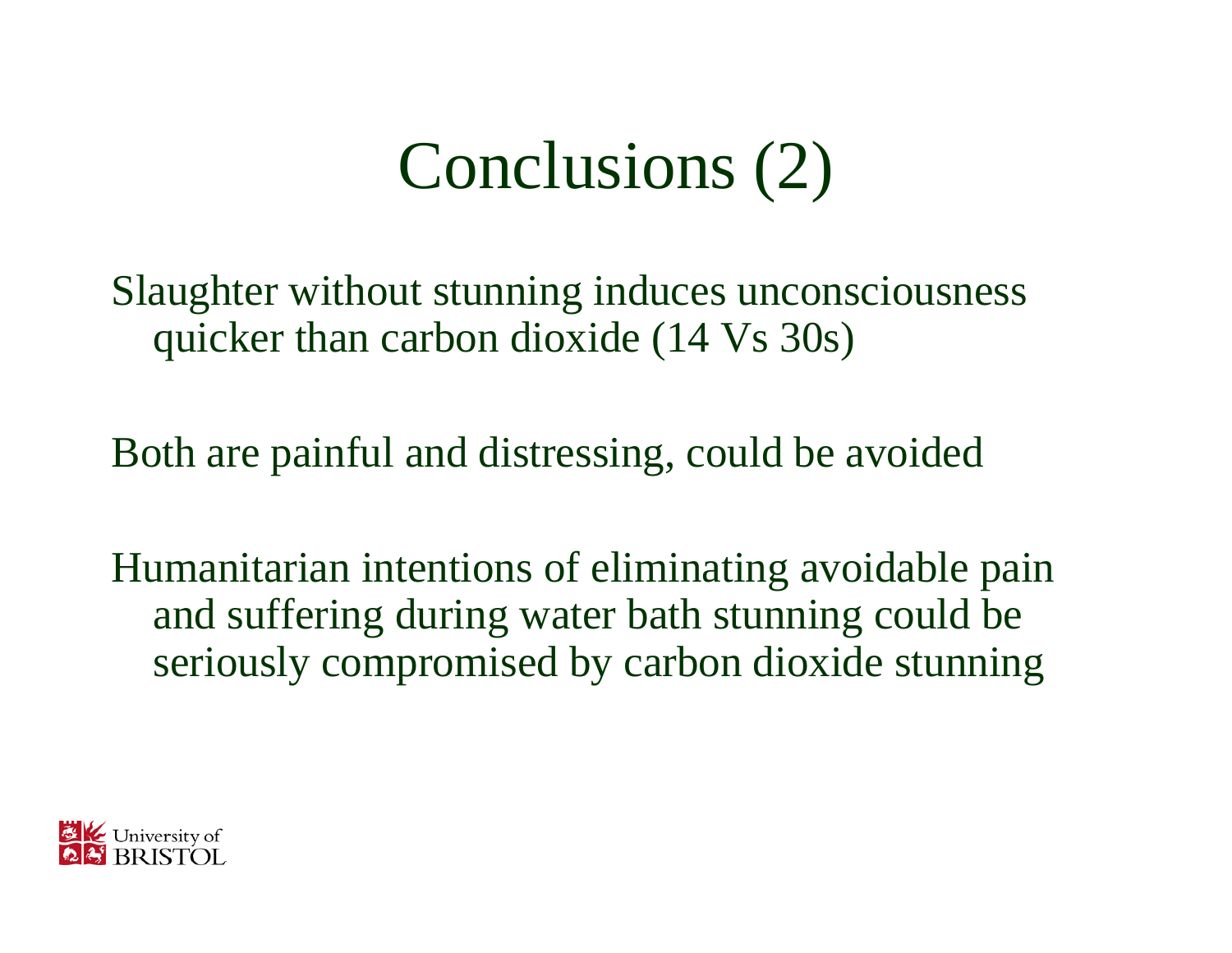# Conclusions (2)

Slaughter without stunning induces unconsciousness quicker than carbon dioxide (14 Vs 30s)

Both are painful and distressing, could be avoided

Humanitarian intentions of eliminating avoidable pain and suffering during water bath stunning could be seriously compromised by carbon dioxide stunning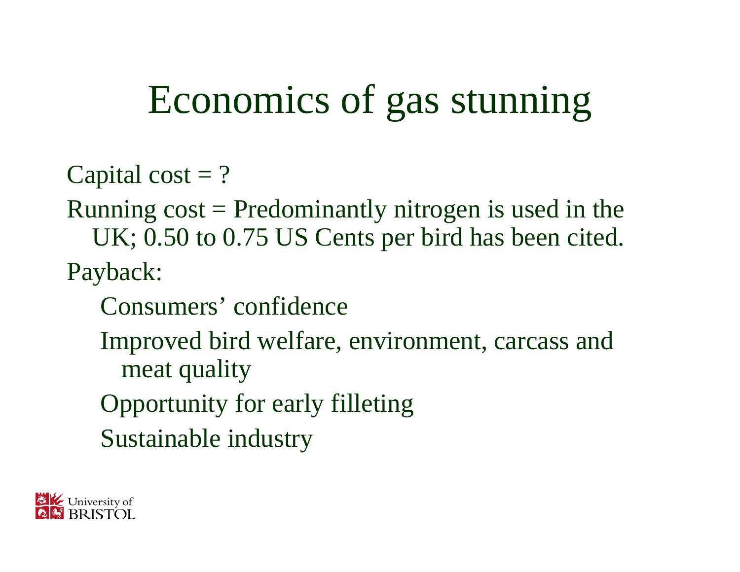# Economics of gas stunning

Capital cost = ?

Running cost = Predominantly nitrogen is used in the UK; 0.50 to 0.75 US Cents per bird has been cited.

Payback:

- Consumers' confidence
- Improved bird welfare, environment, carcass and meat quality
- Opportunity for early filleting
- Sustainable industry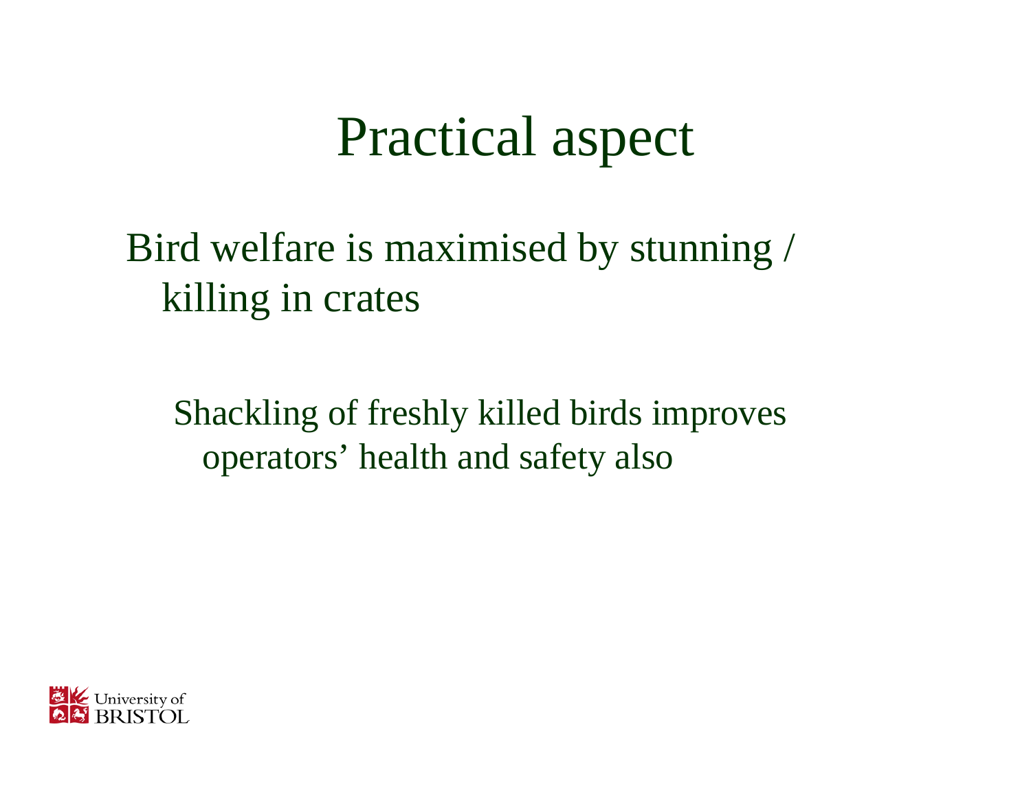# Practical aspect

Bird welfare is maximised by stunning / killing in crates

Shackling of freshly killed birds improves operators' health and safety also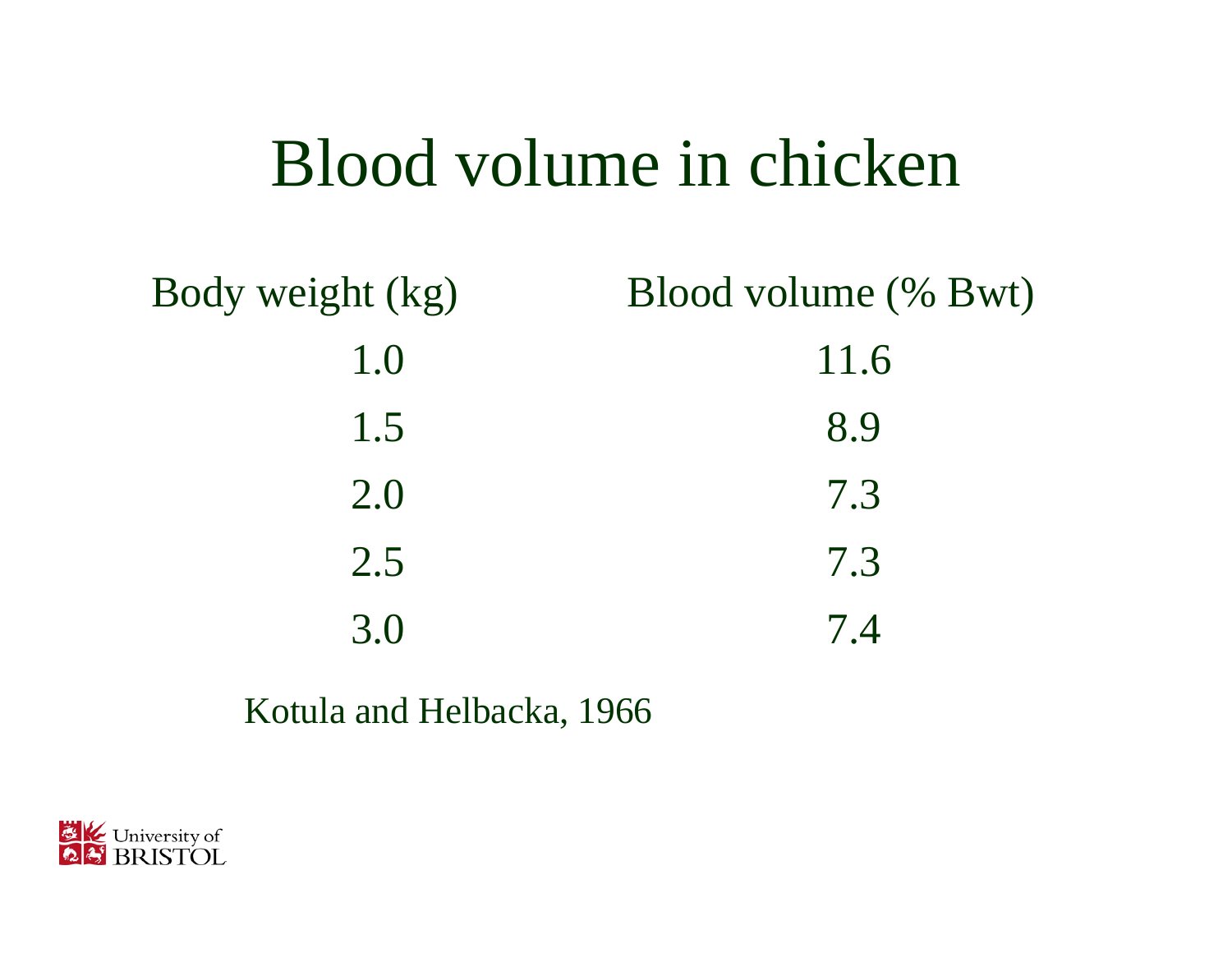# Blood volume in chicken

| Body weight (kg) | Blood volume (% Bwt) |
|---|---|
| 1.0 | 11.6 |
| 1.5 | 8.9 |
| 2.0 | 7.3 |
| 2.5 | 7.3 |
| 3.0 | 7.4 |

Kotula and Helbacka, 1966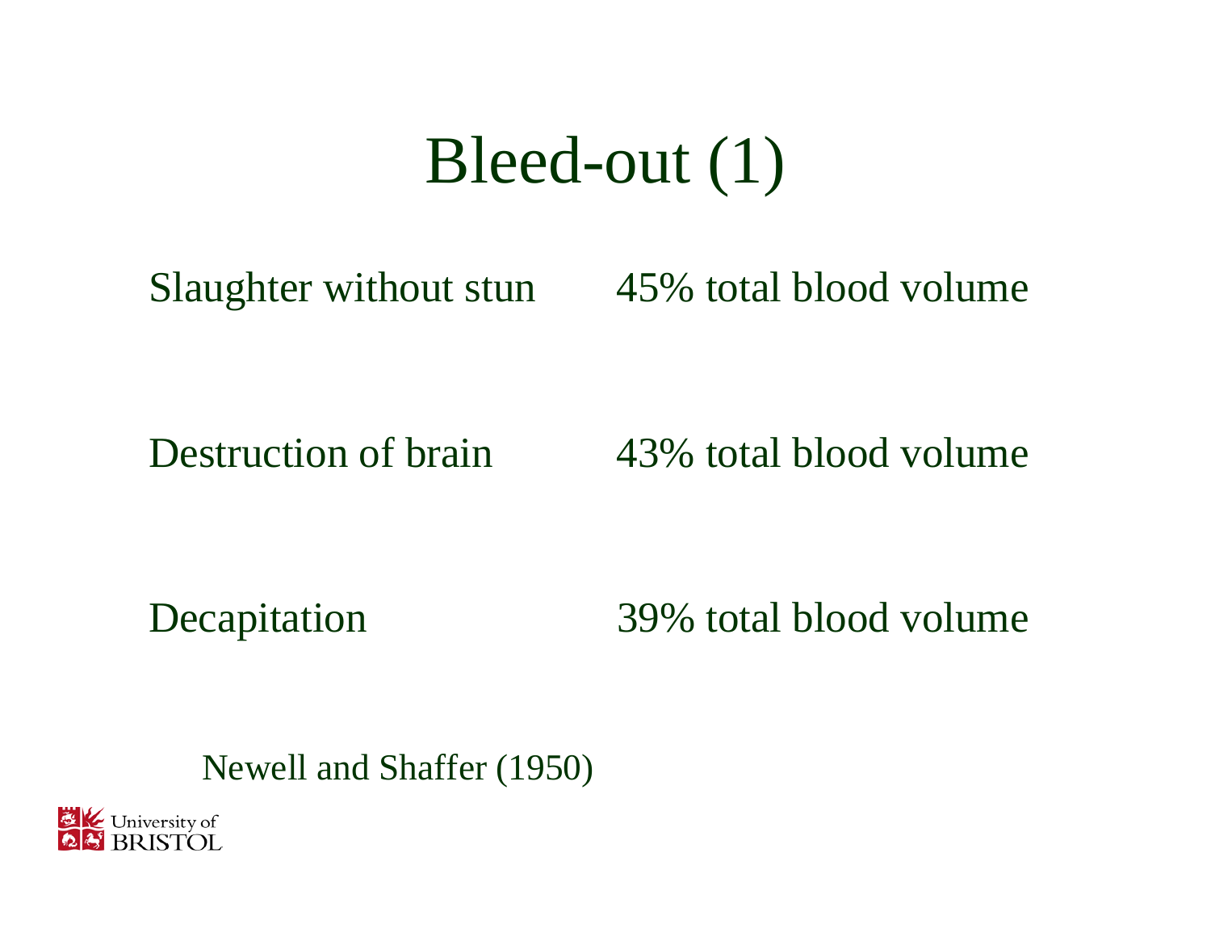# Bleed-out (1)

| | |
|---|---|
| Slaughter without stun | 45% total blood volume |
| Destruction of brain | 43% total blood volume |
| Decapitation | 39% total blood volume |

Newell and Shaffer (1950)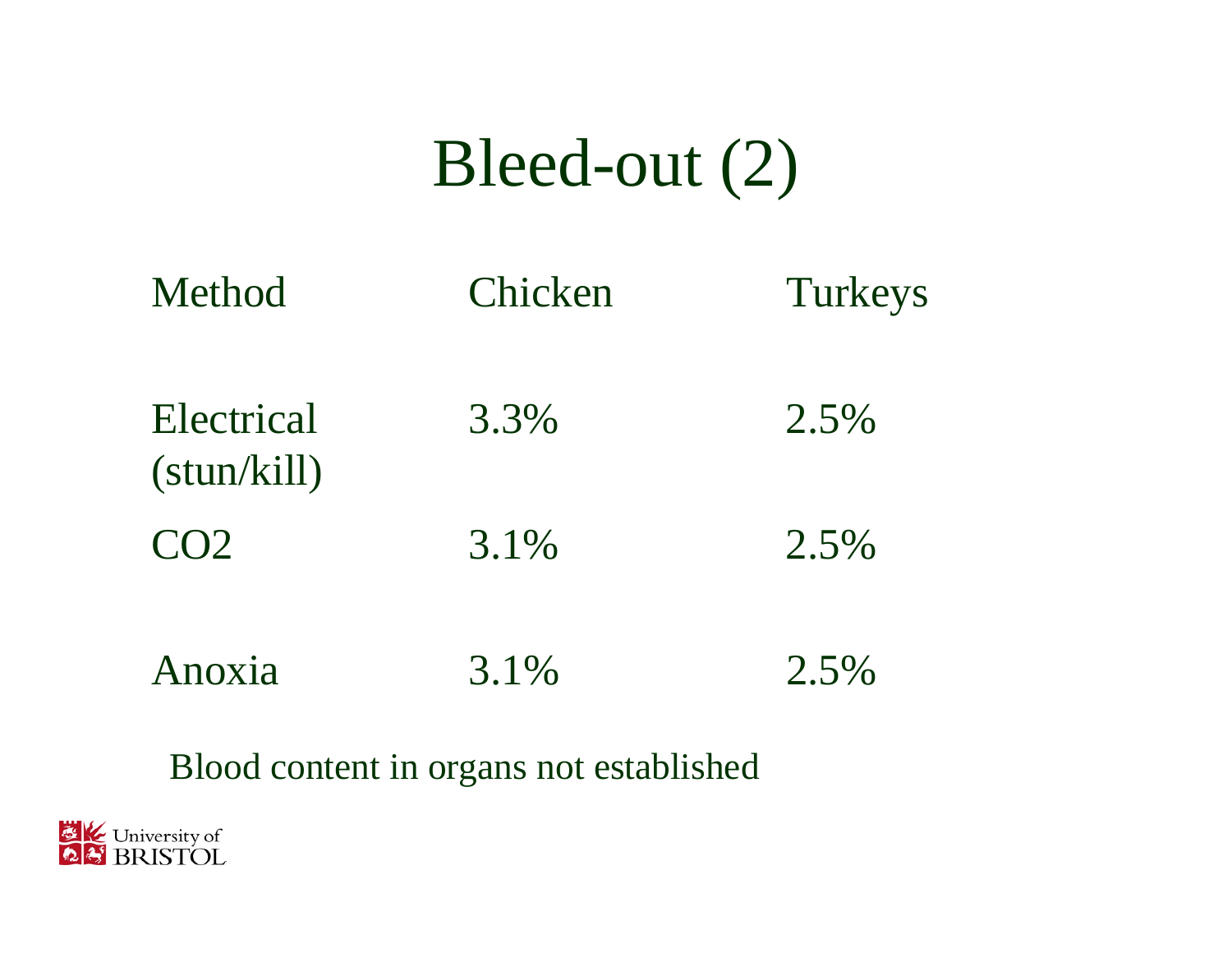# Bleed-out (2)

| Method | Chicken | Turkeys |
|---|---|---|
| Electrical (stun/kill) | 3.3% | 2.5% |
| $CO_2$ | 3.1% | 2.5% |
| Anoxia | 3.1% | 2.5% |

Blood content in organs not established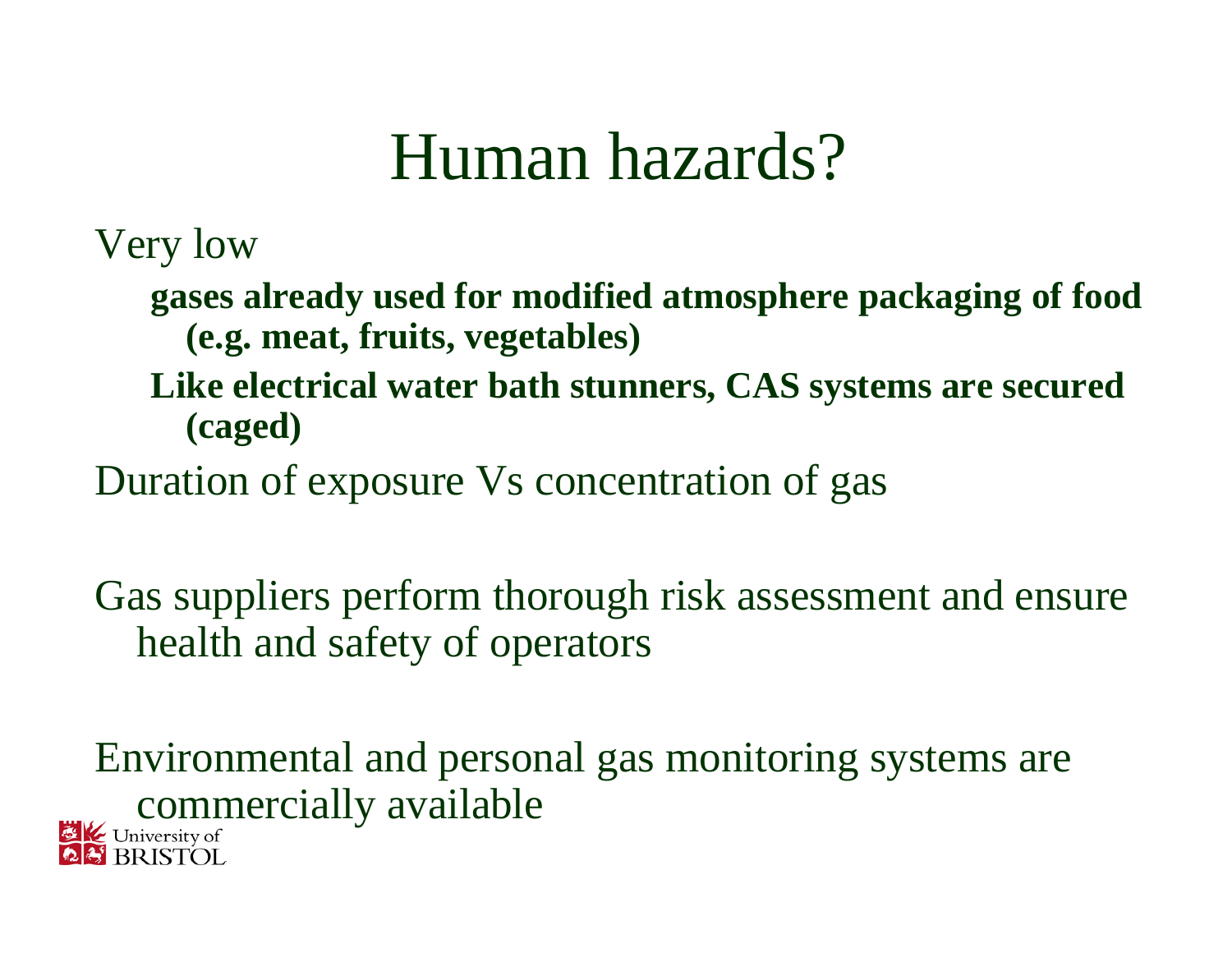# Human hazards?

Very low

- **gases already used for modified atmosphere packaging of food (e.g. meat, fruits, vegetables)**
- **Like electrical water bath stunners, CAS systems are secured (caged)**

Duration of exposure Vs concentration of gas

Gas suppliers perform thorough risk assessment and ensure health and safety of operators

Environmental and personal gas monitoring systems are commercially available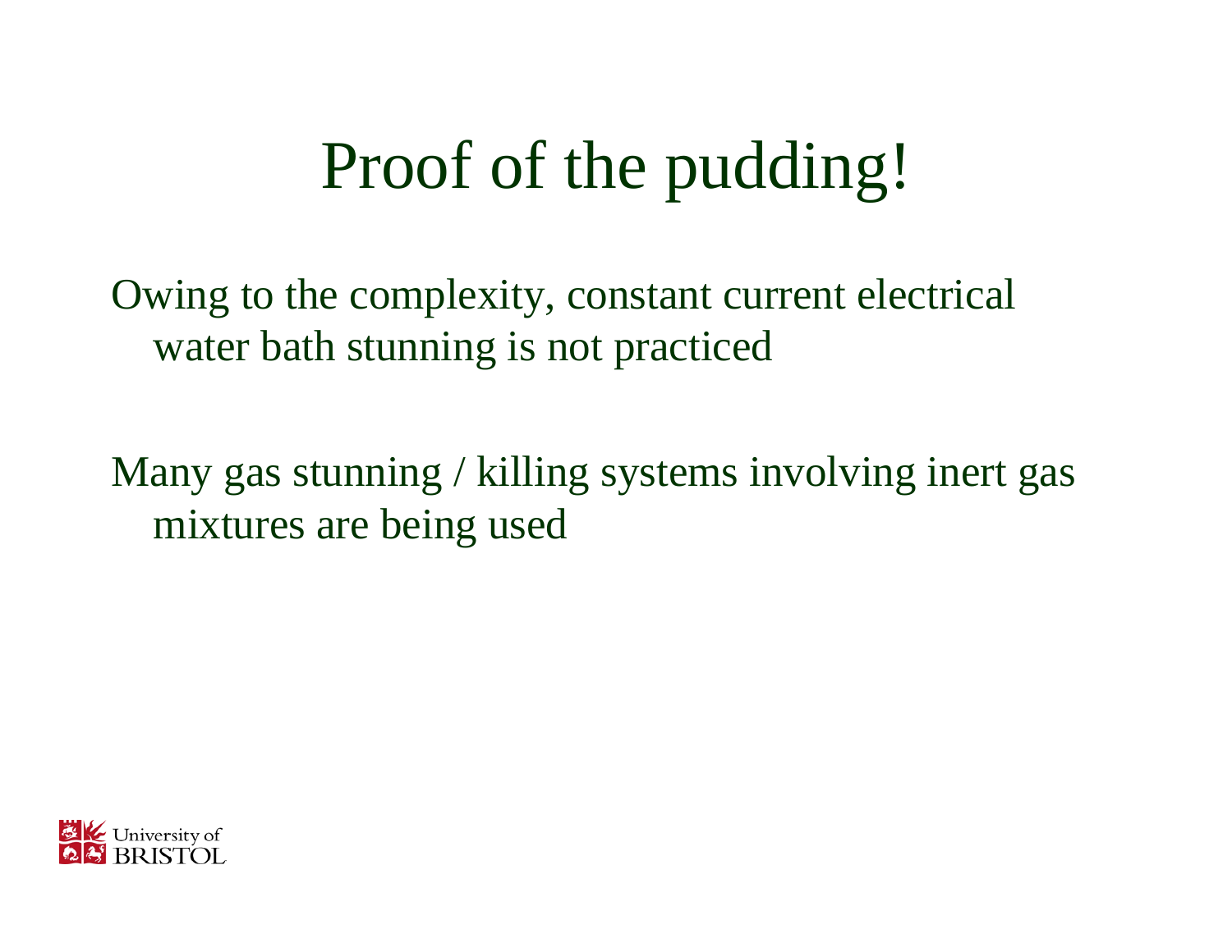# Proof of the pudding!

Owing to the complexity, constant current electrical water bath stunning is not practiced

Many gas stunning / killing systems involving inert gas mixtures are being used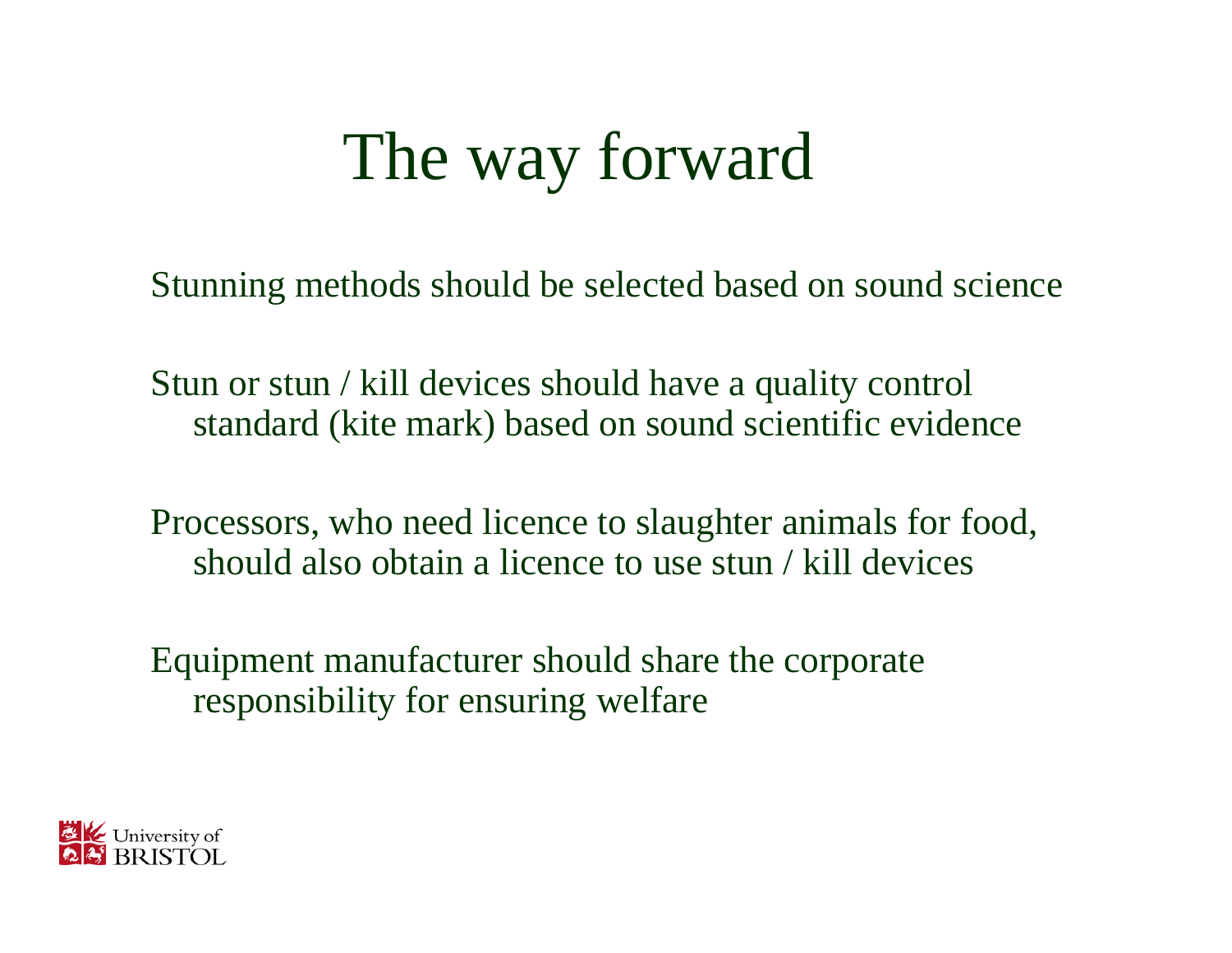# The way forward

Stunning methods should be selected based on sound science

Stun or stun / kill devices should have a quality control standard (kite mark) based on sound scientific evidence

Processors, who need licence to slaughter animals for food, should also obtain a licence to use stun / kill devices

Equipment manufacturer should share the corporate responsibility for ensuring welfare

University of BRISTOL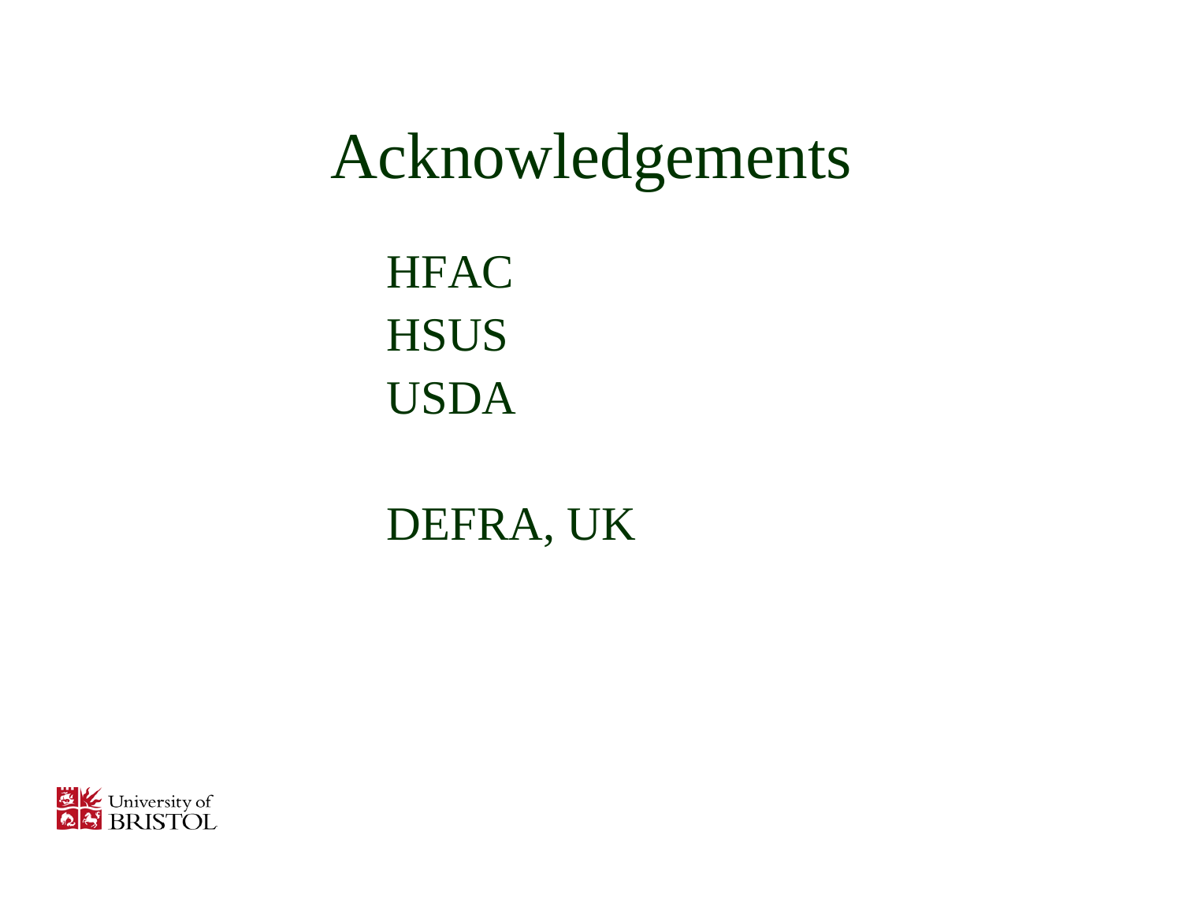# Acknowledgements

HFAC
HSUS
USDA

DEFRA, UK

University of BRISTOL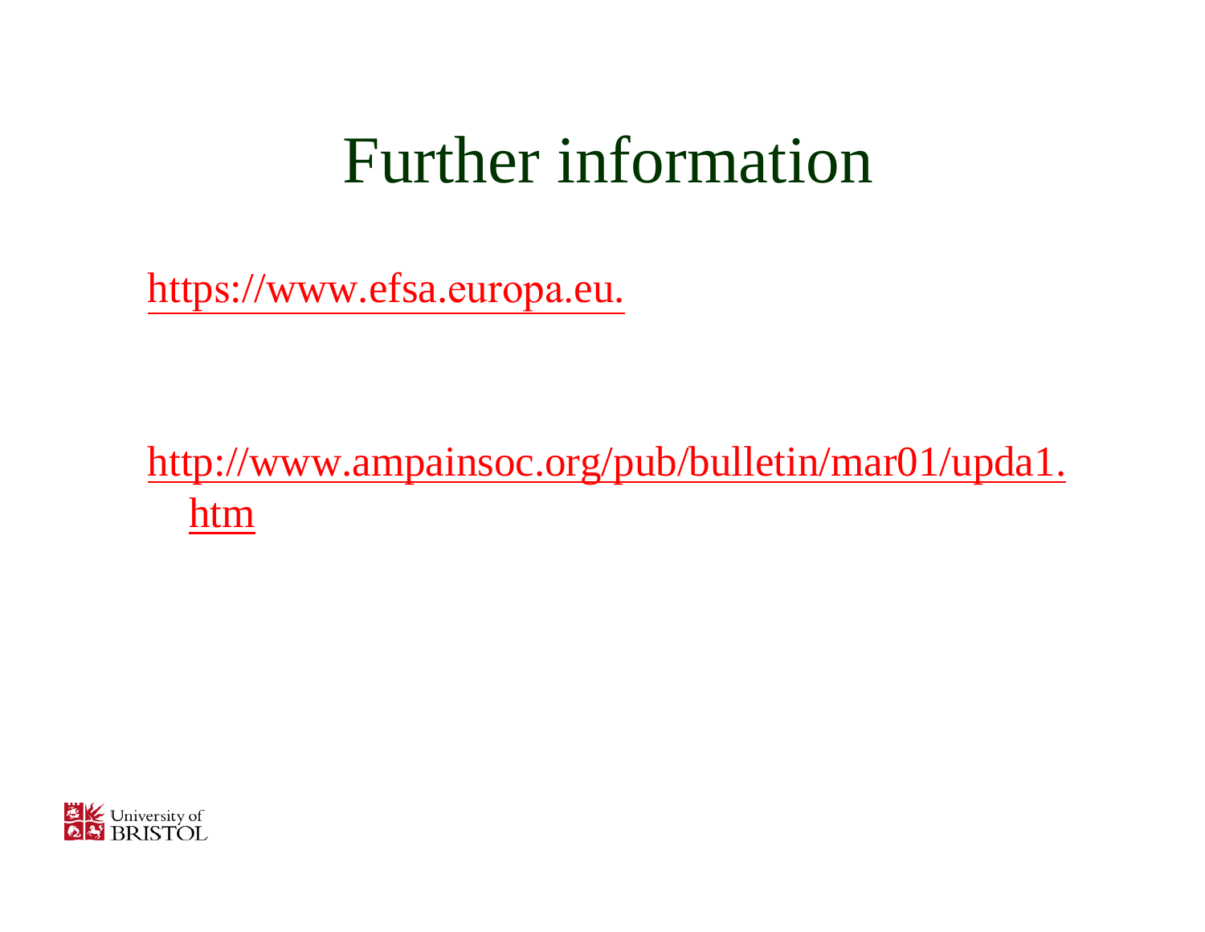# Further information

https://www.efsa.europa.eu.

http://www.ampainsoc.org/pub/bulletin/mar01/upda1.htm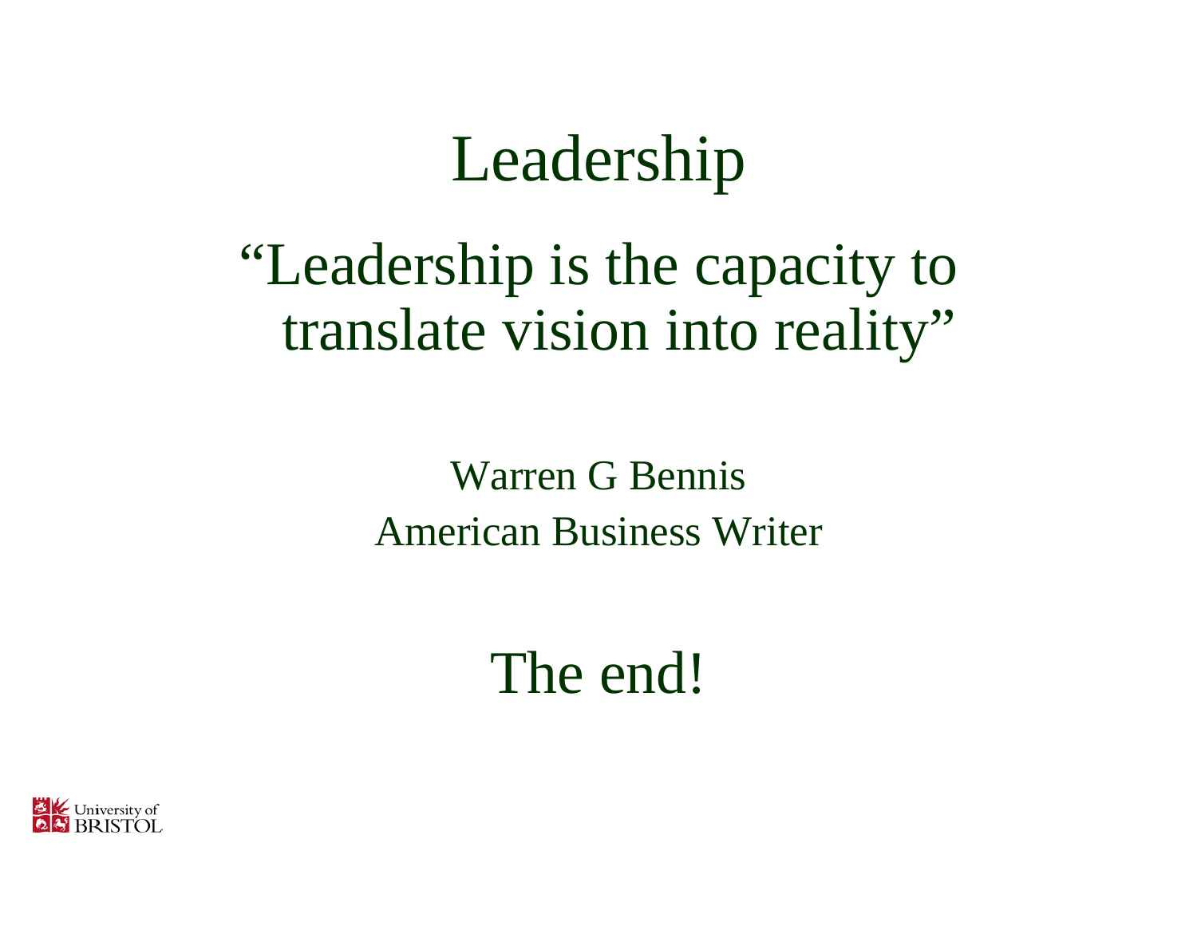# Leadership

"Leadership is the capacity to translate vision into reality"

Warren G Bennis
American Business Writer

The end!

University of BRISTOL